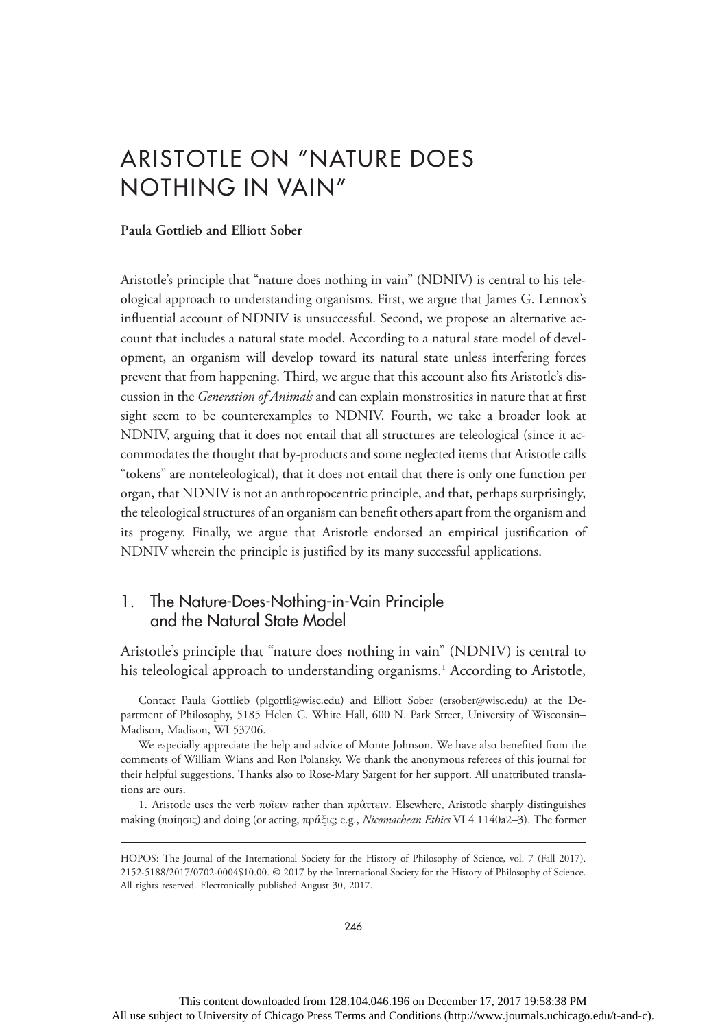# ARISTOTLE ON "NATURE DOES NOTHING IN VAIN"

**Paula Gottlieb and Elliott Sober**

Aristotle's principle that "nature does nothing in vain" (NDNIV) is central to his teleological approach to understanding organisms. First, we argue that James G. Lennox's influential account of NDNIV is unsuccessful. Second, we propose an alternative account that includes a natural state model. According to a natural state model of development, an organism will develop toward its natural state unless interfering forces prevent that from happening. Third, we argue that this account also fits Aristotle's discussion in the *Generation of Animals* and can explain monstrosities in nature that at first sight seem to be counterexamples to NDNIV. Fourth, we take a broader look at NDNIV, arguing that it does not entail that all structures are teleological (since it accommodates the thought that by-products and some neglected items that Aristotle calls "tokens" are nonteleological), that it does not entail that there is only one function per organ, that NDNIV is not an anthropocentric principle, and that, perhaps surprisingly, the teleological structures of an organism can benefit others apart from the organism and its progeny. Finally, we argue that Aristotle endorsed an empirical justification of NDNIV wherein the principle is justified by its many successful applications.

## 1. The Nature-Does-Nothing-in-Vain Principle and the Natural State Model

Aristotle's principle that "nature does nothing in vain" (NDNIV) is central to his teleological approach to understanding organisms.[1] According to Aristotle,

Contact Paula Gottlieb (plgottli@wisc.edu) and Elliott Sober (ersober@wisc.edu) at the Department of Philosophy, 5185 Helen C. White Hall, 600 N. Park Street, University of Wisconsin–Madison, Madison, WI 53706.

We especially appreciate the help and advice of Monte Johnson. We have also benefited from the comments of William Wians and Ron Polansky. We thank the anonymous referees of this journal for their helpful suggestions. Thanks also to Rose-Mary Sargent for her support. All unattributed translations are ours.

1. Aristotle uses the verb ποιεῖν rather than πρᾶττειν. Elsewhere, Aristotle sharply distinguishes making (ποίησις) and doing (or acting, πρᾶξις; e.g., *Nicomachean Ethics* VI 4 1140a2–3). The former

HOPOS: The Journal of the International Society for the History of Philosophy of Science, vol. 7 (Fall 2017). 2152-5188/2017/0702-0004$10.00. © 2017 by the International Society for the History of Philosophy of Science. All rights reserved. Electronically published August 30, 2017.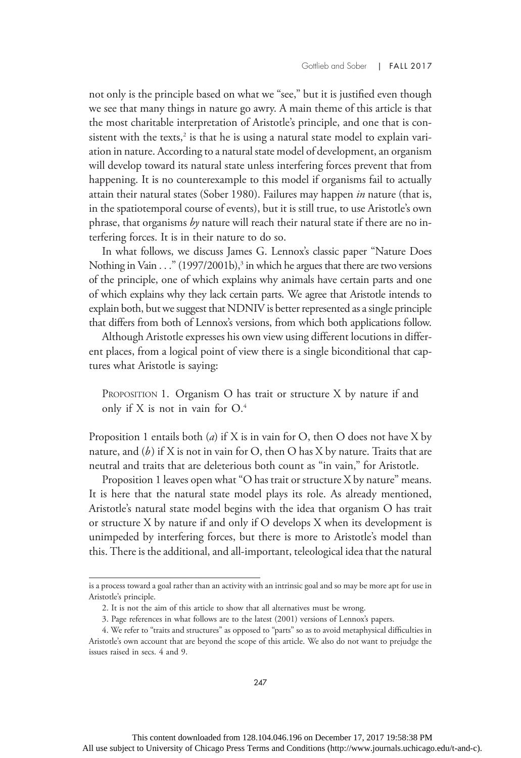not only is the principle based on what we "see," but it is justified even though we see that many things in nature go awry. A main theme of this article is that the most charitable interpretation of Aristotle's principle, and one that is consistent with the texts,[2] is that he is using a natural state model to explain variation in nature. According to a natural state model of development, an organism will develop toward its natural state unless interfering forces prevent that from happening. It is no counterexample to this model if organisms fail to actually attain their natural states (Sober 1980). Failures may happen *in* nature (that is, in the spatiotemporal course of events), but it is still true, to use Aristotle's own phrase, that organisms *by* nature will reach their natural state if there are no interfering forces. It is in their nature to do so.

In what follows, we discuss James G. Lennox's classic paper "Nature Does Nothing in Vain . . ." (1997/2001b),[3] in which he argues that there are two versions of the principle, one of which explains why animals have certain parts and one of which explains why they lack certain parts. We agree that Aristotle intends to explain both, but we suggest that NDNIV is better represented as a single principle that differs from both of Lennox's versions, from which both applications follow.

Although Aristotle expresses his own view using different locutions in different places, from a logical point of view there is a single biconditional that captures what Aristotle is saying:

> Proposition 1. Organism O has trait or structure X by nature if and only if X is not in vain for O.[4]

Proposition 1 entails both (*a*) if X is in vain for O, then O does not have X by nature, and (*b*) if X is not in vain for O, then O has X by nature. Traits that are neutral and traits that are deleterious both count as "in vain," for Aristotle.

Proposition 1 leaves open what "O has trait or structure X by nature" means. It is here that the natural state model plays its role. As already mentioned, Aristotle's natural state model begins with the idea that organism O has trait or structure X by nature if and only if O develops X when its development is unimpeded by interfering forces, but there is more to Aristotle's model than this. There is the additional, and all-important, teleological idea that the natural

---

is a process toward a goal rather than an activity with an intrinsic goal and so may be more apt for use in Aristotle's principle.

2. It is not the aim of this article to show that all alternatives must be wrong.

3. Page references in what follows are to the latest (2001) versions of Lennox's papers.

4. We refer to "traits and structures" as opposed to "parts" so as to avoid metaphysical difficulties in Aristotle's own account that are beyond the scope of this article. We also do not want to prejudge the issues raised in secs. 4 and 9.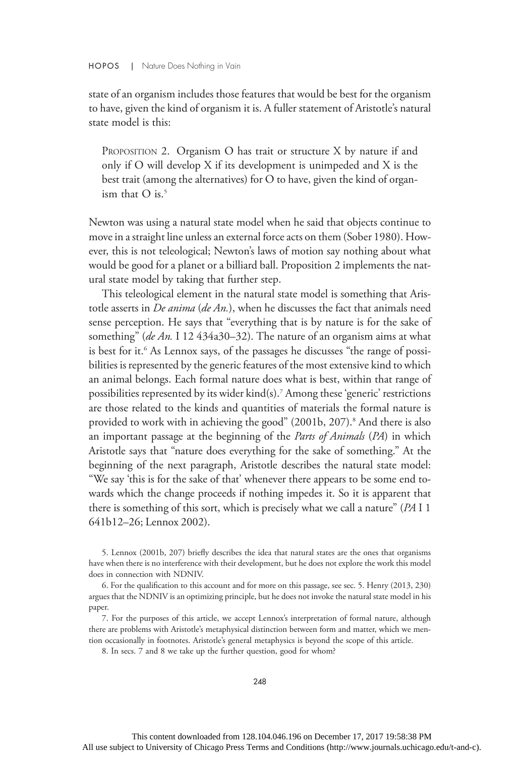state of an organism includes those features that would be best for the organism to have, given the kind of organism it is. A fuller statement of Aristotle's natural state model is this:

> Proposition 2. Organism O has trait or structure X by nature if and only if O will develop X if its development is unimpeded and X is the best trait (among the alternatives) for O to have, given the kind of organism that O is.[5]

Newton was using a natural state model when he said that objects continue to move in a straight line unless an external force acts on them (Sober 1980). However, this is not teleological; Newton's laws of motion say nothing about what would be good for a planet or a billiard ball. Proposition 2 implements the natural state model by taking that further step.

This teleological element in the natural state model is something that Aristotle asserts in *De anima* (*de An.*), when he discusses the fact that animals need sense perception. He says that "everything that is by nature is for the sake of something" (*de An.* I 12 434a30–32). The nature of an organism aims at what is best for it.[6] As Lennox says, of the passages he discusses "the range of possibilities is represented by the generic features of the most extensive kind to which an animal belongs. Each formal nature does what is best, within that range of possibilities represented by its wider kind(s).[7] Among these 'generic' restrictions are those related to the kinds and quantities of materials the formal nature is provided to work with in achieving the good" (2001b, 207).[8] And there is also an important passage at the beginning of the *Parts of Animals* (*PA*) in which Aristotle says that "nature does everything for the sake of something." At the beginning of the next paragraph, Aristotle describes the natural state model: "We say 'this is for the sake of that' whenever there appears to be some end towards which the change proceeds if nothing impedes it. So it is apparent that there is something of this sort, which is precisely what we call a nature" (*PA* I 1 641b12–26; Lennox 2002).

5. Lennox (2001b, 207) briefly describes the idea that natural states are the ones that organisms have when there is no interference with their development, but he does not explore the work this model does in connection with NDNIV.

6. For the qualification to this account and for more on this passage, see sec. 5. Henry (2013, 230) argues that the NDNIV is an optimizing principle, but he does not invoke the natural state model in his paper.

7. For the purposes of this article, we accept Lennox's interpretation of formal nature, although there are problems with Aristotle's metaphysical distinction between form and matter, which we mention occasionally in footnotes. Aristotle's general metaphysics is beyond the scope of this article.

8. In secs. 7 and 8 we take up the further question, good for whom?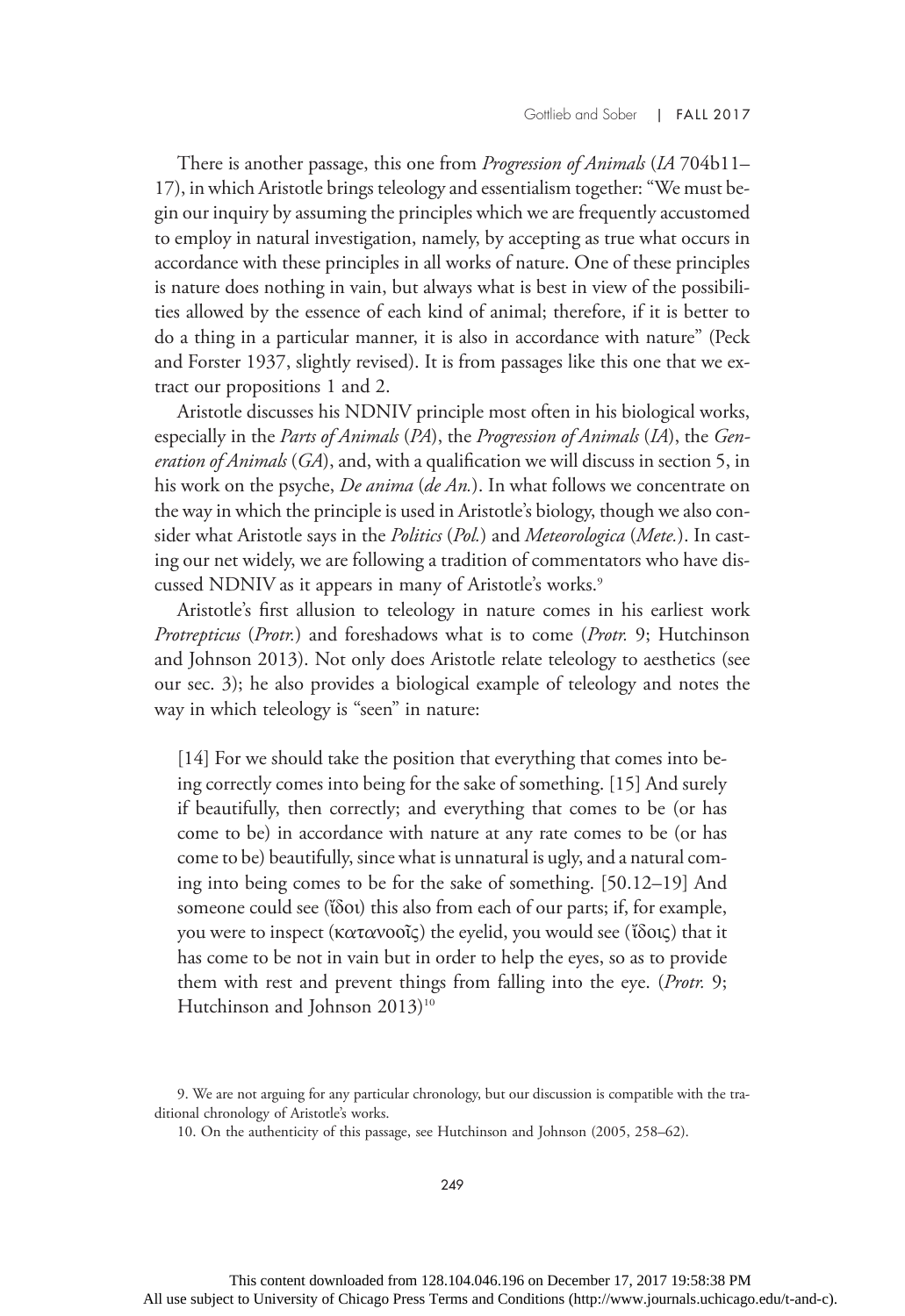There is another passage, this one from *Progression of Animals* (*IA* 704b11–17), in which Aristotle brings teleology and essentialism together: "We must begin our inquiry by assuming the principles which we are frequently accustomed to employ in natural investigation, namely, by accepting as true what occurs in accordance with these principles in all works of nature. One of these principles is nature does nothing in vain, but always what is best in view of the possibilities allowed by the essence of each kind of animal; therefore, if it is better to do a thing in a particular manner, it is also in accordance with nature" (Peck and Forster 1937, slightly revised). It is from passages like this one that we extract our propositions 1 and 2.

Aristotle discusses his NDNIV principle most often in his biological works, especially in the *Parts of Animals* (*PA*), the *Progression of Animals* (*IA*), the *Generation of Animals* (*GA*), and, with a qualification we will discuss in section 5, in his work on the psyche, *De anima* (*de An.*). In what follows we concentrate on the way in which the principle is used in Aristotle's biology, though we also consider what Aristotle says in the *Politics* (*Pol.*) and *Meteorologica* (*Mete.*). In casting our net widely, we are following a tradition of commentators who have discussed NDNIV as it appears in many of Aristotle's works.[9]

Aristotle's first allusion to teleology in nature comes in his earliest work *Protrepticus* (*Protr.*) and foreshadows what is to come (*Protr.* 9; Hutchinson and Johnson 2013). Not only does Aristotle relate teleology to aesthetics (see our sec. 3); he also provides a biological example of teleology and notes the way in which teleology is "seen" in nature:

> [14] For we should take the position that everything that comes into being correctly comes into being for the sake of something. [15] And surely if beautifully, then correctly; and everything that comes to be (or has come to be) in accordance with nature at any rate comes to be (or has come to be) beautifully, since what is unnatural is ugly, and a natural coming into being comes to be for the sake of something. [50.12–19] And someone could see (ἴδοι) this also from each of our parts; if, for example, you were to inspect (κατανοοῖς) the eyelid, you would see (ἴδοις) that it has come to be not in vain but in order to help the eyes, so as to provide them with rest and prevent things from falling into the eye. (*Protr.* 9; Hutchinson and Johnson 2013)[10]

9. We are not arguing for any particular chronology, but our discussion is compatible with the traditional chronology of Aristotle's works.

10. On the authenticity of this passage, see Hutchinson and Johnson (2005, 258–62).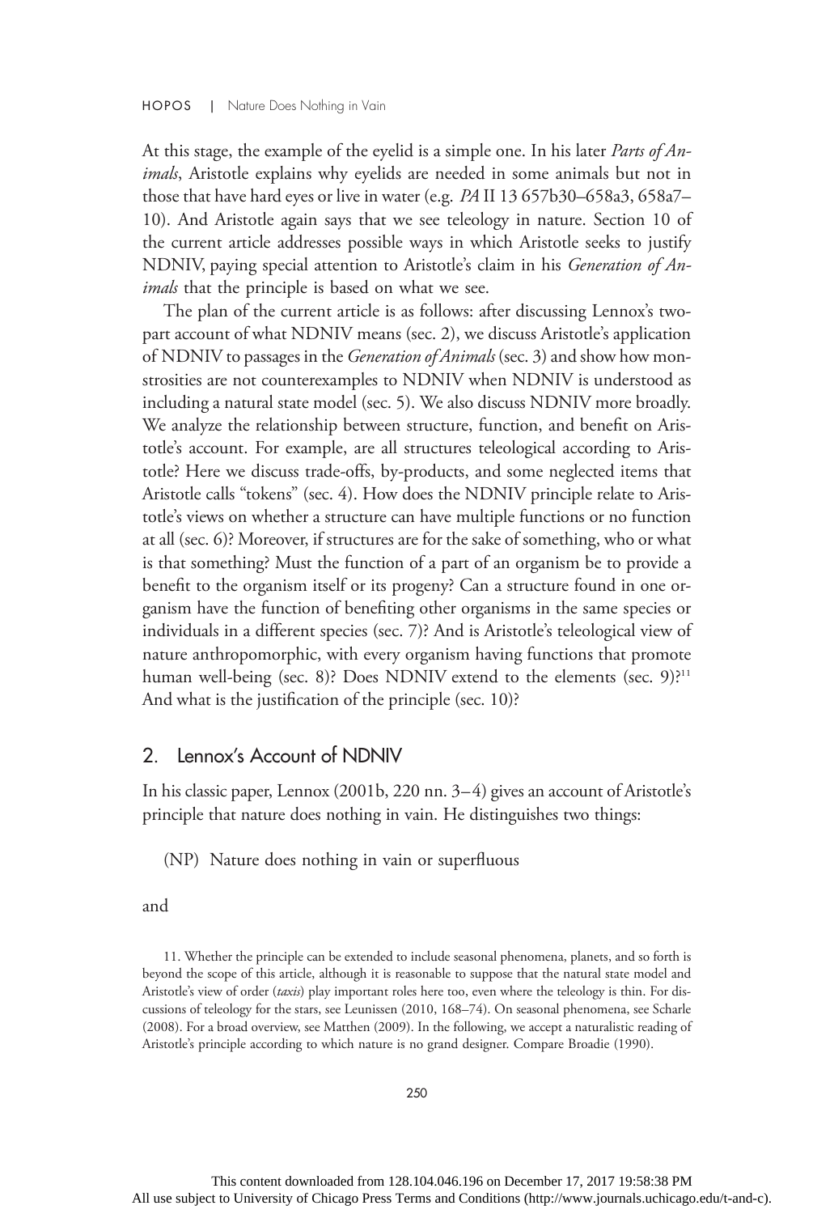At this stage, the example of the eyelid is a simple one. In his later *Parts of Animals*, Aristotle explains why eyelids are needed in some animals but not in those that have hard eyes or live in water (e.g. *PA* II 13 657b30–658a3, 658a7–10). And Aristotle again says that we see teleology in nature. Section 10 of the current article addresses possible ways in which Aristotle seeks to justify NDNIV, paying special attention to Aristotle's claim in his *Generation of Animals* that the principle is based on what we see.

The plan of the current article is as follows: after discussing Lennox's two-part account of what NDNIV means (sec. 2), we discuss Aristotle's application of NDNIV to passages in the *Generation of Animals* (sec. 3) and show how monstrosities are not counterexamples to NDNIV when NDNIV is understood as including a natural state model (sec. 5). We also discuss NDNIV more broadly. We analyze the relationship between structure, function, and benefit on Aristotle's account. For example, are all structures teleological according to Aristotle? Here we discuss trade-offs, by-products, and some neglected items that Aristotle calls "tokens" (sec. 4). How does the NDNIV principle relate to Aristotle's views on whether a structure can have multiple functions or no function at all (sec. 6)? Moreover, if structures are for the sake of something, who or what is that something? Must the function of a part of an organism be to provide a benefit to the organism itself or its progeny? Can a structure found in one organism have the function of benefiting other organisms in the same species or individuals in a different species (sec. 7)? And is Aristotle's teleological view of nature anthropomorphic, with every organism having functions that promote human well-being (sec. 8)? Does NDNIV extend to the elements (sec. 9)?[11] And what is the justification of the principle (sec. 10)?

## 2. Lennox's Account of NDNIV

In his classic paper, Lennox (2001b, 220 nn. 3–4) gives an account of Aristotle's principle that nature does nothing in vain. He distinguishes two things:

(NP) Nature does nothing in vain or superfluous

and

11. Whether the principle can be extended to include seasonal phenomena, planets, and so forth is beyond the scope of this article, although it is reasonable to suppose that the natural state model and Aristotle's view of order (*taxis*) play important roles here too, even where the teleology is thin. For discussions of teleology for the stars, see Leunissen (2010, 168–74). On seasonal phenomena, see Scharle (2008). For a broad overview, see Matthen (2009). In the following, we accept a naturalistic reading of Aristotle's principle according to which nature is no grand designer. Compare Broadie (1990).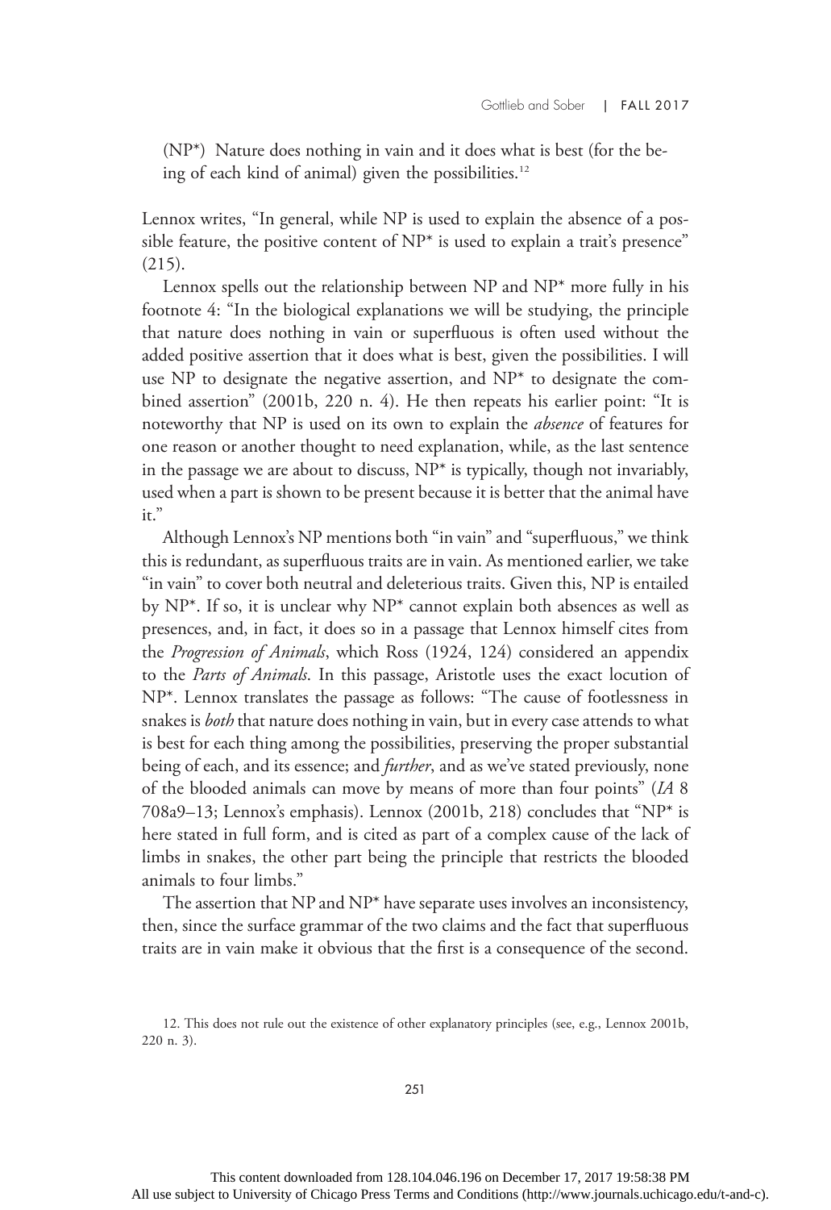(NP*) Nature does nothing in vain and it does what is best (for the being of each kind of animal) given the possibilities.[12]

Lennox writes, "In general, while NP is used to explain the absence of a possible feature, the positive content of NP* is used to explain a trait's presence" (215).

Lennox spells out the relationship between NP and NP* more fully in his footnote 4: "In the biological explanations we will be studying, the principle that nature does nothing in vain or superfluous is often used without the added positive assertion that it does what is best, given the possibilities. I will use NP to designate the negative assertion, and NP* to designate the combined assertion" (2001b, 220 n. 4). He then repeats his earlier point: "It is noteworthy that NP is used on its own to explain the *absence* of features for one reason or another thought to need explanation, while, as the last sentence in the passage we are about to discuss, NP* is typically, though not invariably, used when a part is shown to be present because it is better that the animal have it."

Although Lennox's NP mentions both "in vain" and "superfluous," we think this is redundant, as superfluous traits are in vain. As mentioned earlier, we take "in vain" to cover both neutral and deleterious traits. Given this, NP is entailed by NP*. If so, it is unclear why NP* cannot explain both absences as well as presences, and, in fact, it does so in a passage that Lennox himself cites from the *Progression of Animals*, which Ross (1924, 124) considered an appendix to the *Parts of Animals*. In this passage, Aristotle uses the exact locution of NP*. Lennox translates the passage as follows: "The cause of footlessness in snakes is *both* that nature does nothing in vain, but in every case attends to what is best for each thing among the possibilities, preserving the proper substantial being of each, and its essence; and *further*, and as we've stated previously, none of the blooded animals can move by means of more than four points" (*IA* 8 708a9–13; Lennox's emphasis). Lennox (2001b, 218) concludes that "NP* is here stated in full form, and is cited as part of a complex cause of the lack of limbs in snakes, the other part being the principle that restricts the blooded animals to four limbs."

The assertion that NP and NP* have separate uses involves an inconsistency, then, since the surface grammar of the two claims and the fact that superfluous traits are in vain make it obvious that the first is a consequence of the second.

12. This does not rule out the existence of other explanatory principles (see, e.g., Lennox 2001b, 220 n. 3).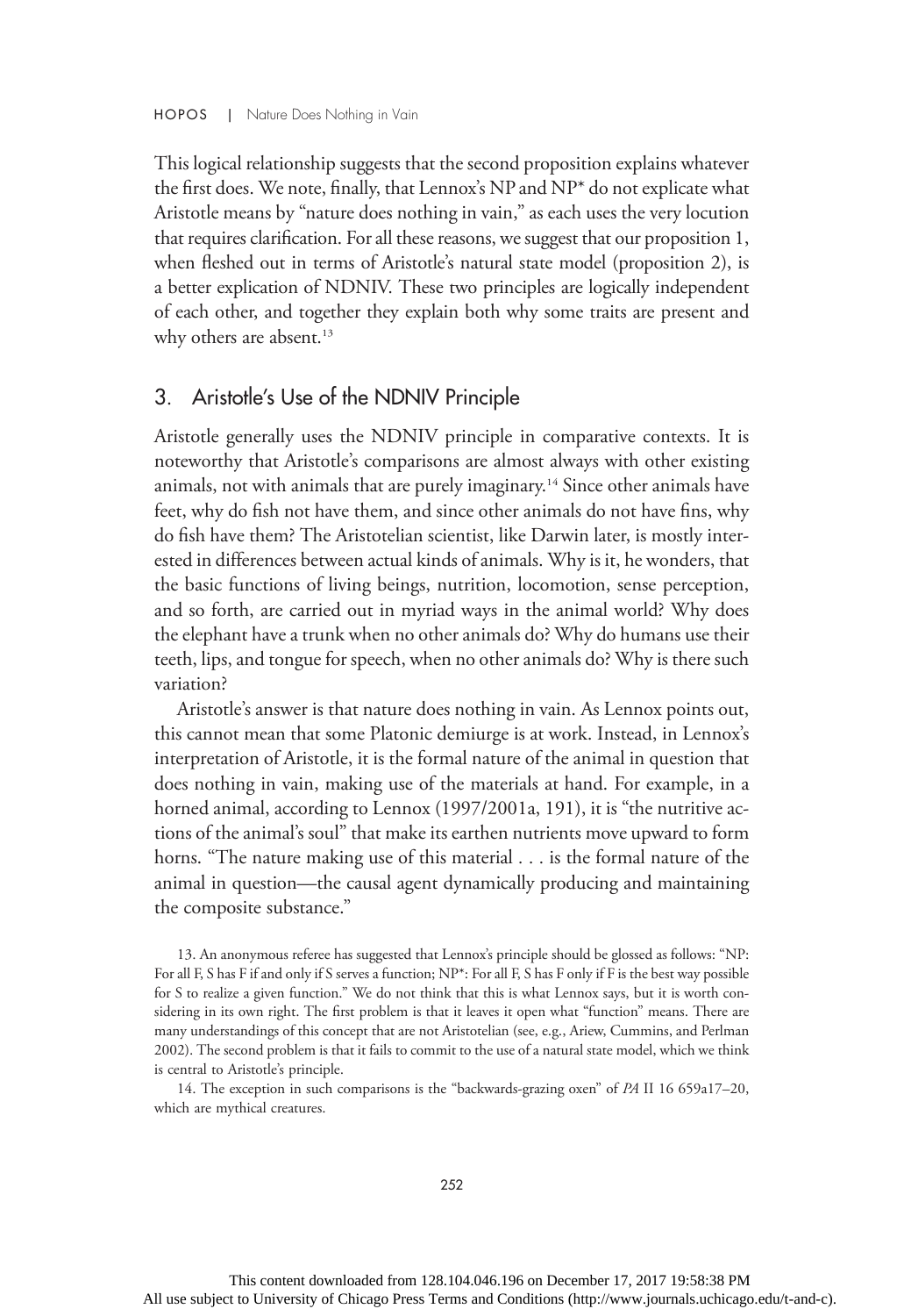This logical relationship suggests that the second proposition explains whatever the first does. We note, finally, that Lennox's NP and NP* do not explicate what Aristotle means by "nature does nothing in vain," as each uses the very locution that requires clarification. For all these reasons, we suggest that our proposition 1, when fleshed out in terms of Aristotle's natural state model (proposition 2), is a better explication of NDNIV. These two principles are logically independent of each other, and together they explain both why some traits are present and why others are absent.[13]

## 3. Aristotle's Use of the NDNIV Principle

Aristotle generally uses the NDNIV principle in comparative contexts. It is noteworthy that Aristotle's comparisons are almost always with other existing animals, not with animals that are purely imaginary.[14] Since other animals have feet, why do fish not have them, and since other animals do not have fins, why do fish have them? The Aristotelian scientist, like Darwin later, is mostly interested in differences between actual kinds of animals. Why is it, he wonders, that the basic functions of living beings, nutrition, locomotion, sense perception, and so forth, are carried out in myriad ways in the animal world? Why does the elephant have a trunk when no other animals do? Why do humans use their teeth, lips, and tongue for speech, when no other animals do? Why is there such variation?

Aristotle's answer is that nature does nothing in vain. As Lennox points out, this cannot mean that some Platonic demiurge is at work. Instead, in Lennox's interpretation of Aristotle, it is the formal nature of the animal in question that does nothing in vain, making use of the materials at hand. For example, in a horned animal, according to Lennox (1997/2001a, 191), it is "the nutritive actions of the animal's soul" that make its earthen nutrients move upward to form horns. "The nature making use of this material . . . is the formal nature of the animal in question—the causal agent dynamically producing and maintaining the composite substance."

13. An anonymous referee has suggested that Lennox's principle should be glossed as follows: "NP: For all F, S has F if and only if S serves a function; NP*: For all F, S has F only if F is the best way possible for S to realize a given function." We do not think that this is what Lennox says, but it is worth considering in its own right. The first problem is that it leaves it open what "function" means. There are many understandings of this concept that are not Aristotelian (see, e.g., Ariew, Cummins, and Perlman 2002). The second problem is that it fails to commit to the use of a natural state model, which we think is central to Aristotle's principle.

14. The exception in such comparisons is the "backwards-grazing oxen" of *PA* II 16 659a17–20, which are mythical creatures.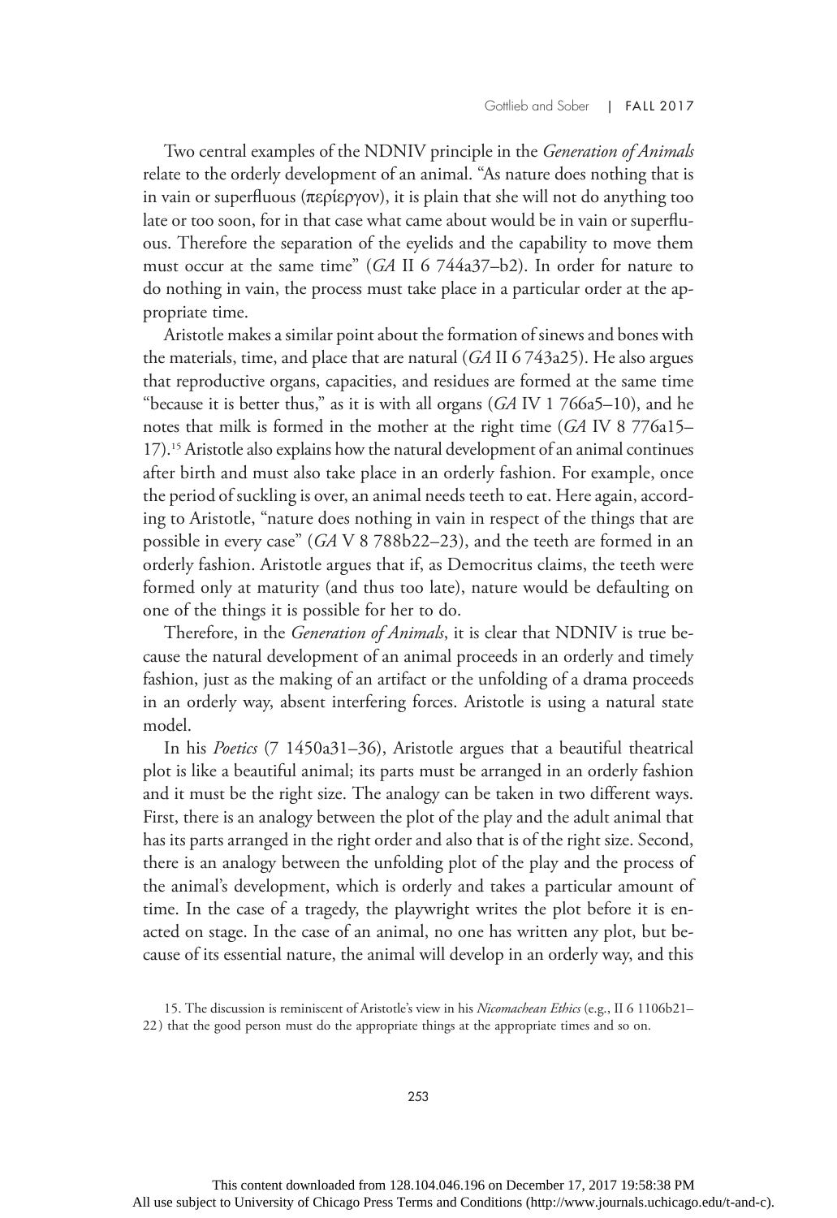Two central examples of the NDNIV principle in the *Generation of Animals* relate to the orderly development of an animal. “As nature does nothing that is in vain or superfluous (περίεργον), it is plain that she will not do anything too late or too soon, for in that case what came about would be in vain or superfluous. Therefore the separation of the eyelids and the capability to move them must occur at the same time” (*GA* II 6 744a37–b2). In order for nature to do nothing in vain, the process must take place in a particular order at the appropriate time.

Aristotle makes a similar point about the formation of sinews and bones with the materials, time, and place that are natural (*GA* II 6 743a25). He also argues that reproductive organs, capacities, and residues are formed at the same time “because it is better thus,” as it is with all organs (*GA* IV 1 766a5–10), and he notes that milk is formed in the mother at the right time (*GA* IV 8 776a15–17).[15] Aristotle also explains how the natural development of an animal continues after birth and must also take place in an orderly fashion. For example, once the period of suckling is over, an animal needs teeth to eat. Here again, according to Aristotle, “nature does nothing in vain in respect of the things that are possible in every case” (*GA* V 8 788b22–23), and the teeth are formed in an orderly fashion. Aristotle argues that if, as Democritus claims, the teeth were formed only at maturity (and thus too late), nature would be defaulting on one of the things it is possible for her to do.

Therefore, in the *Generation of Animals*, it is clear that NDNIV is true because the natural development of an animal proceeds in an orderly and timely fashion, just as the making of an artifact or the unfolding of a drama proceeds in an orderly way, absent interfering forces. Aristotle is using a natural state model.

In his *Poetics* (7 1450a31–36), Aristotle argues that a beautiful theatrical plot is like a beautiful animal; its parts must be arranged in an orderly fashion and it must be the right size. The analogy can be taken in two different ways. First, there is an analogy between the plot of the play and the adult animal that has its parts arranged in the right order and also that is of the right size. Second, there is an analogy between the unfolding plot of the play and the process of the animal's development, which is orderly and takes a particular amount of time. In the case of a tragedy, the playwright writes the plot before it is enacted on stage. In the case of an animal, no one has written any plot, but because of its essential nature, the animal will develop in an orderly way, and this

15. The discussion is reminiscent of Aristotle's view in his *Nicomachean Ethics* (e.g., II 6 1106b21–22) that the good person must do the appropriate things at the appropriate times and so on.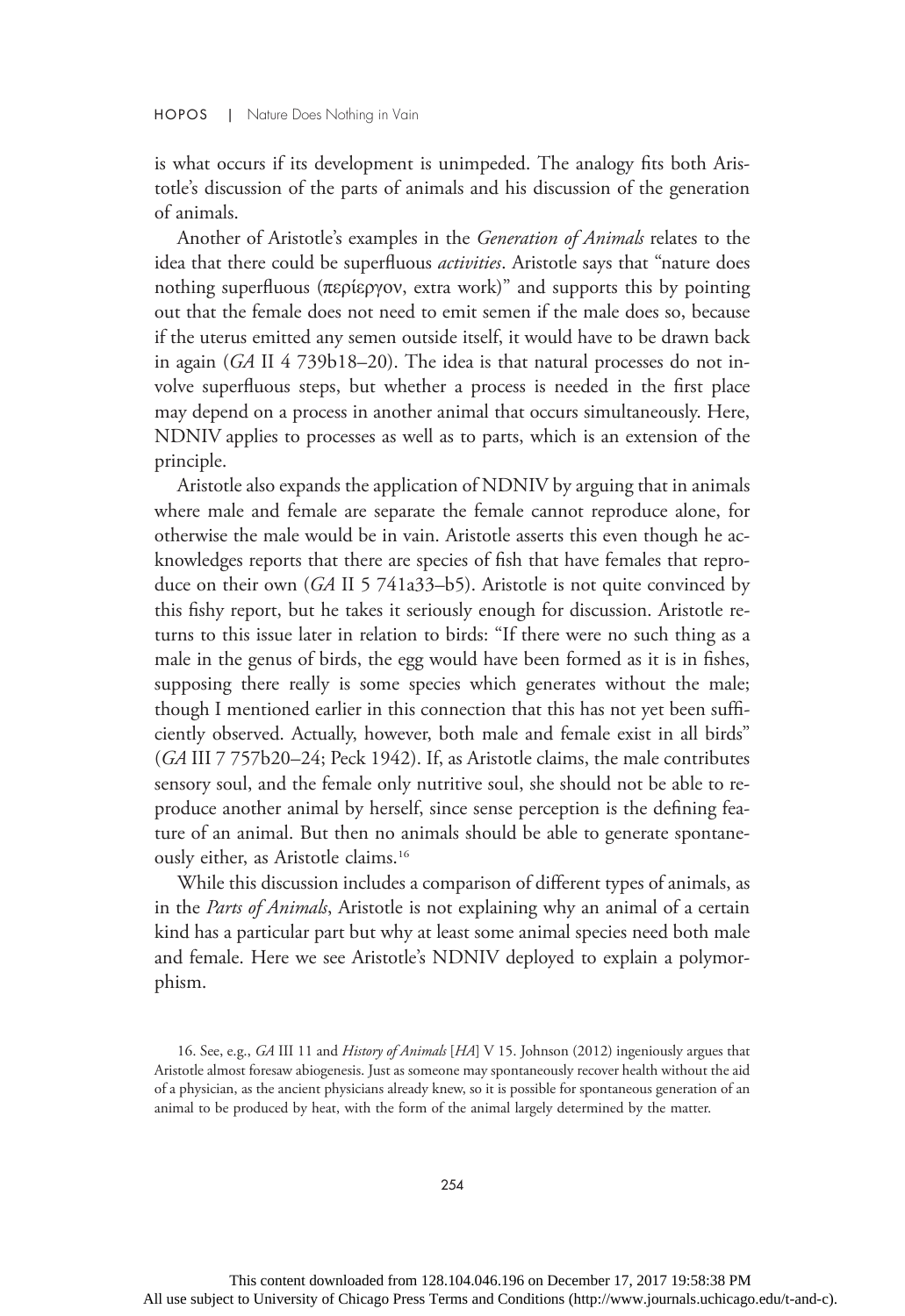is what occurs if its development is unimpeded. The analogy fits both Aristotle's discussion of the parts of animals and his discussion of the generation of animals.

Another of Aristotle's examples in the *Generation of Animals* relates to the idea that there could be superfluous *activities*. Aristotle says that "nature does nothing superfluous (περίεργον, extra work)" and supports this by pointing out that the female does not need to emit semen if the male does so, because if the uterus emitted any semen outside itself, it would have to be drawn back in again (*GA* II 4 739b18–20). The idea is that natural processes do not involve superfluous steps, but whether a process is needed in the first place may depend on a process in another animal that occurs simultaneously. Here, NDNIV applies to processes as well as to parts, which is an extension of the principle.

Aristotle also expands the application of NDNIV by arguing that in animals where male and female are separate the female cannot reproduce alone, for otherwise the male would be in vain. Aristotle asserts this even though he acknowledges reports that there are species of fish that have females that reproduce on their own (*GA* II 5 741a33–b5). Aristotle is not quite convinced by this fishy report, but he takes it seriously enough for discussion. Aristotle returns to this issue later in relation to birds: "If there were no such thing as a male in the genus of birds, the egg would have been formed as it is in fishes, supposing there really is some species which generates without the male; though I mentioned earlier in this connection that this has not yet been sufficiently observed. Actually, however, both male and female exist in all birds" (*GA* III 7 757b20–24; Peck 1942). If, as Aristotle claims, the male contributes sensory soul, and the female only nutritive soul, she should not be able to reproduce another animal by herself, since sense perception is the defining feature of an animal. But then no animals should be able to generate spontaneously either, as Aristotle claims.[16]

While this discussion includes a comparison of different types of animals, as in the *Parts of Animals*, Aristotle is not explaining why an animal of a certain kind has a particular part but why at least some animal species need both male and female. Here we see Aristotle's NDNIV deployed to explain a polymorphism.

16. See, e.g., *GA* III 11 and *History of Animals* [*HA*] V 15. Johnson (2012) ingeniously argues that Aristotle almost foresaw abiogenesis. Just as someone may spontaneously recover health without the aid of a physician, as the ancient physicians already knew, so it is possible for spontaneous generation of an animal to be produced by heat, with the form of the animal largely determined by the matter.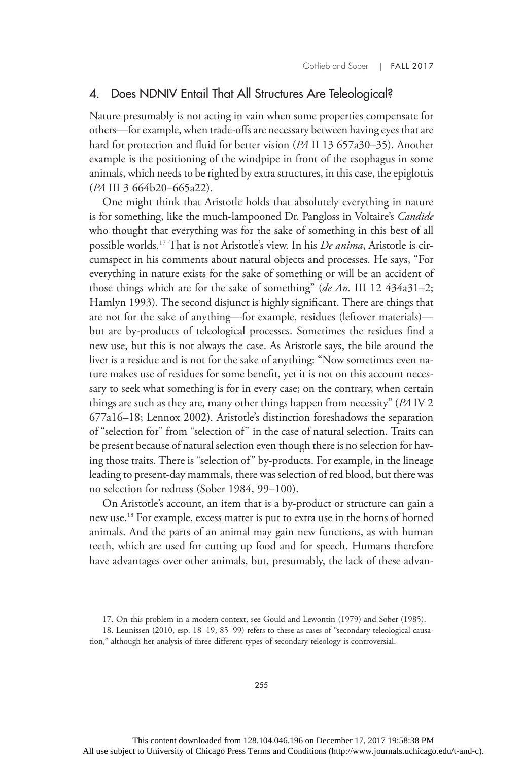## 4. Does NDNIV Entail That All Structures Are Teleological?

Nature presumably is not acting in vain when some properties compensate for others—for example, when trade-offs are necessary between having eyes that are hard for protection and fluid for better vision (*PA* II 13 657a30–35). Another example is the positioning of the windpipe in front of the esophagus in some animals, which needs to be righted by extra structures, in this case, the epiglottis (*PA* III 3 664b20–665a22).

One might think that Aristotle holds that absolutely everything in nature is for something, like the much-lampooned Dr. Pangloss in Voltaire's *Candide* who thought that everything was for the sake of something in this best of all possible worlds.[17] That is not Aristotle's view. In his *De anima*, Aristotle is circumspect in his comments about natural objects and processes. He says, "For everything in nature exists for the sake of something or will be an accident of those things which are for the sake of something" (*de An.* III 12 434a31–2; Hamlyn 1993). The second disjunct is highly significant. There are things that are not for the sake of anything—for example, residues (leftover materials)—but are by-products of teleological processes. Sometimes the residues find a new use, but this is not always the case. As Aristotle says, the bile around the liver is a residue and is not for the sake of anything: "Now sometimes even nature makes use of residues for some benefit, yet it is not on this account necessary to seek what something is for in every case; on the contrary, when certain things are such as they are, many other things happen from necessity" (*PA* IV 2 677a16–18; Lennox 2002). Aristotle's distinction foreshadows the separation of "selection for" from "selection of" in the case of natural selection. Traits can be present because of natural selection even though there is no selection for having those traits. There is "selection of" by-products. For example, in the lineage leading to present-day mammals, there was selection of red blood, but there was no selection for redness (Sober 1984, 99–100).

On Aristotle's account, an item that is a by-product or structure can gain a new use.[18] For example, excess matter is put to extra use in the horns of horned animals. And the parts of an animal may gain new functions, as with human teeth, which are used for cutting up food and for speech. Humans therefore have advantages over other animals, but, presumably, the lack of these advan-

17. On this problem in a modern context, see Gould and Lewontin (1979) and Sober (1985).

18. Leunissen (2010, esp. 18–19, 85–99) refers to these as cases of "secondary teleological causation," although her analysis of three different types of secondary teleology is controversial.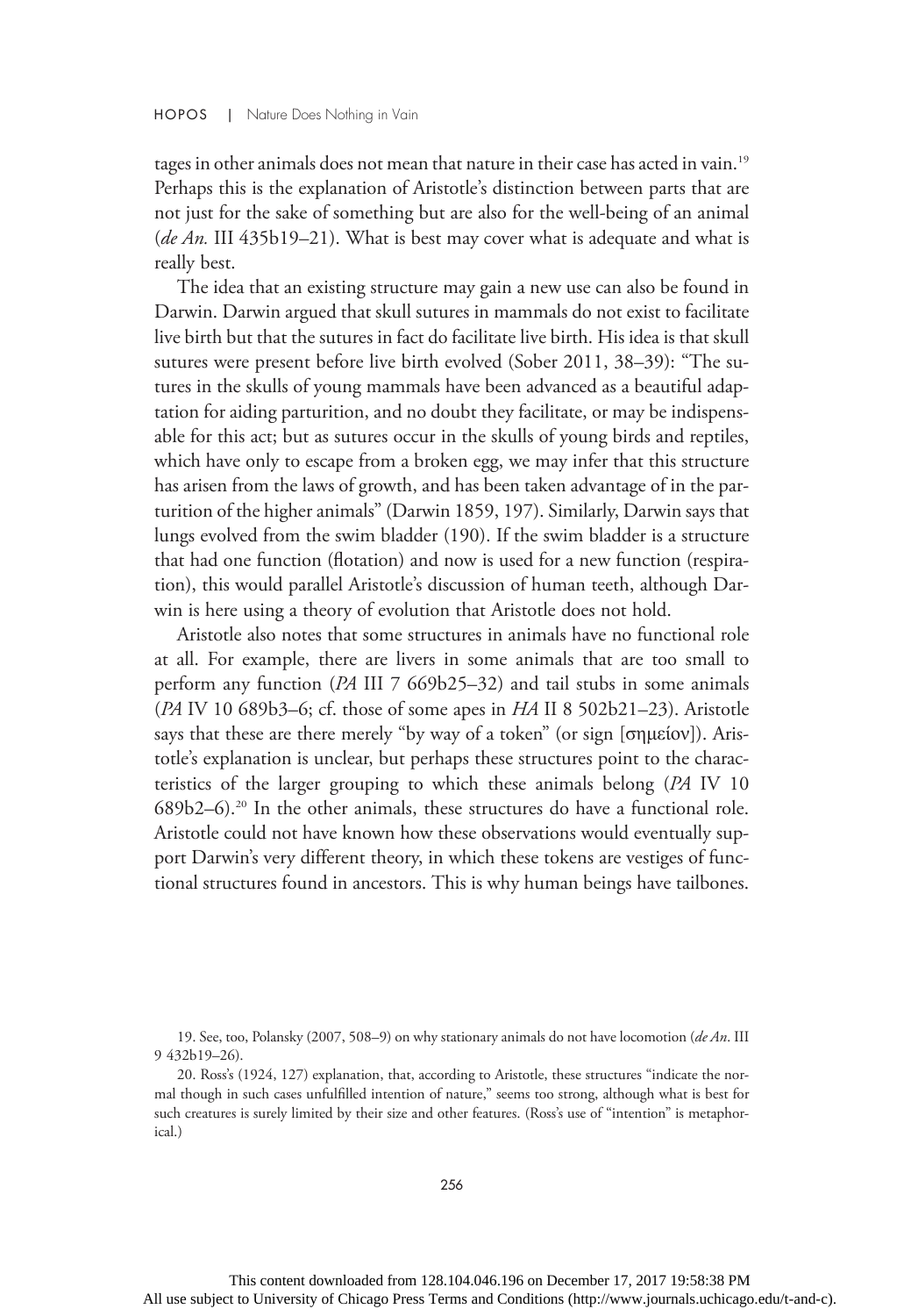tages in other animals does not mean that nature in their case has acted in vain.[19] Perhaps this is the explanation of Aristotle's distinction between parts that are not just for the sake of something but are also for the well-being of an animal (*de An.* III 435b19–21). What is best may cover what is adequate and what is really best.

The idea that an existing structure may gain a new use can also be found in Darwin. Darwin argued that skull sutures in mammals do not exist to facilitate live birth but that the sutures in fact do facilitate live birth. His idea is that skull sutures were present before live birth evolved (Sober 2011, 38–39): "The sutures in the skulls of young mammals have been advanced as a beautiful adaptation for aiding parturition, and no doubt they facilitate, or may be indispensable for this act; but as sutures occur in the skulls of young birds and reptiles, which have only to escape from a broken egg, we may infer that this structure has arisen from the laws of growth, and has been taken advantage of in the parturition of the higher animals" (Darwin 1859, 197). Similarly, Darwin says that lungs evolved from the swim bladder (190). If the swim bladder is a structure that had one function (flotation) and now is used for a new function (respiration), this would parallel Aristotle's discussion of human teeth, although Darwin is here using a theory of evolution that Aristotle does not hold.

Aristotle also notes that some structures in animals have no functional role at all. For example, there are livers in some animals that are too small to perform any function (*PA* III 7 669b25–32) and tail stubs in some animals (*PA* IV 10 689b3–6; cf. those of some apes in *HA* II 8 502b21–23). Aristotle says that these are there merely "by way of a token" (or sign [σημεῖον]). Aristotle's explanation is unclear, but perhaps these structures point to the characteristics of the larger grouping to which these animals belong (*PA* IV 10 689b2–6).[20] In the other animals, these structures do have a functional role. Aristotle could not have known how these observations would eventually support Darwin's very different theory, in which these tokens are vestiges of functional structures found in ancestors. This is why human beings have tailbones.

19. See, too, Polansky (2007, 508–9) on why stationary animals do not have locomotion (*de An*. III 9 432b19–26).

20. Ross's (1924, 127) explanation, that, according to Aristotle, these structures "indicate the normal though in such cases unfulfilled intention of nature," seems too strong, although what is best for such creatures is surely limited by their size and other features. (Ross's use of "intention" is metaphorical.)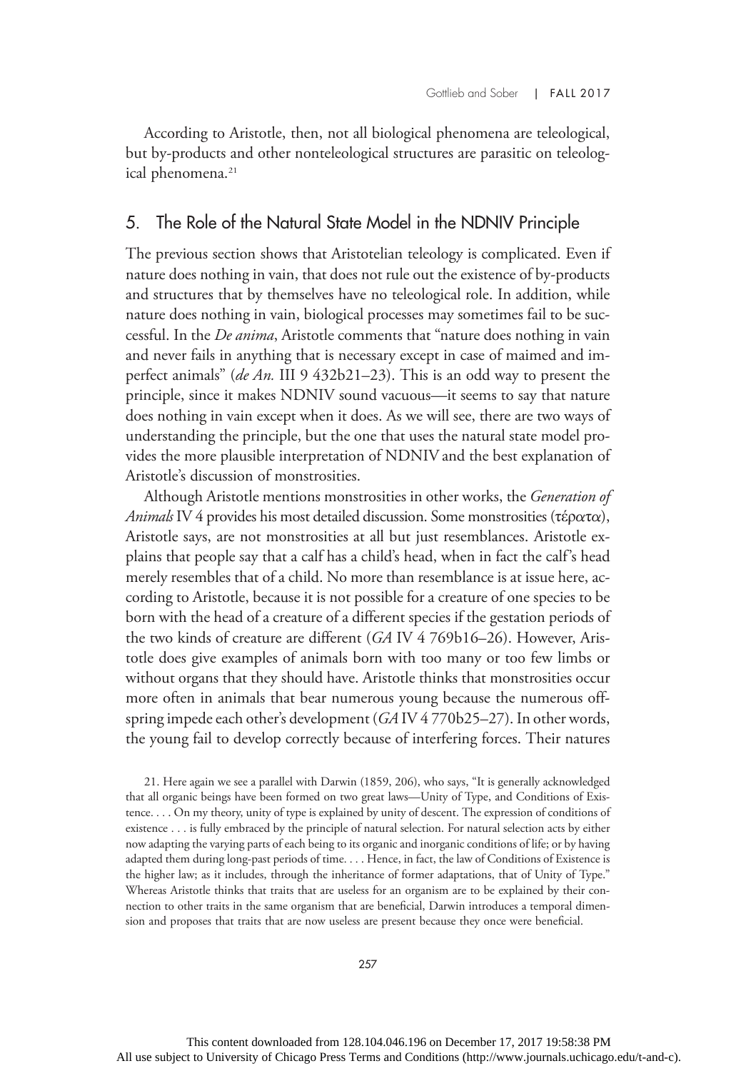According to Aristotle, then, not all biological phenomena are teleological, but by-products and other nonteleological structures are parasitic on teleological phenomena.[21]

## 5. The Role of the Natural State Model in the NDNIV Principle

The previous section shows that Aristotelian teleology is complicated. Even if nature does nothing in vain, that does not rule out the existence of by-products and structures that by themselves have no teleological role. In addition, while nature does nothing in vain, biological processes may sometimes fail to be successful. In the *De anima*, Aristotle comments that "nature does nothing in vain and never fails in anything that is necessary except in case of maimed and imperfect animals" (*de An.* III 9 432b21–23). This is an odd way to present the principle, since it makes NDNIV sound vacuous—it seems to say that nature does nothing in vain except when it does. As we will see, there are two ways of understanding the principle, but the one that uses the natural state model provides the more plausible interpretation of NDNIV and the best explanation of Aristotle's discussion of monstrosities.

Although Aristotle mentions monstrosities in other works, the *Generation of Animals* IV 4 provides his most detailed discussion. Some monstrosities (τέρατα), Aristotle says, are not monstrosities at all but just resemblances. Aristotle explains that people say that a calf has a child's head, when in fact the calf's head merely resembles that of a child. No more than resemblance is at issue here, according to Aristotle, because it is not possible for a creature of one species to be born with the head of a creature of a different species if the gestation periods of the two kinds of creature are different (*GA* IV 4 769b16–26). However, Aristotle does give examples of animals born with too many or too few limbs or without organs that they should have. Aristotle thinks that monstrosities occur more often in animals that bear numerous young because the numerous offspring impede each other's development (*GA* IV 4 770b25–27). In other words, the young fail to develop correctly because of interfering forces. Their natures

21. Here again we see a parallel with Darwin (1859, 206), who says, "It is generally acknowledged that all organic beings have been formed on two great laws—Unity of Type, and Conditions of Existence. . . . On my theory, unity of type is explained by unity of descent. The expression of conditions of existence . . . is fully embraced by the principle of natural selection. For natural selection acts by either now adapting the varying parts of each being to its organic and inorganic conditions of life; or by having adapted them during long-past periods of time. . . . Hence, in fact, the law of Conditions of Existence is the higher law; as it includes, through the inheritance of former adaptations, that of Unity of Type." Whereas Aristotle thinks that traits that are useless for an organism are to be explained by their connection to other traits in the same organism that are beneficial, Darwin introduces a temporal dimension and proposes that traits that are now useless are present because they once were beneficial.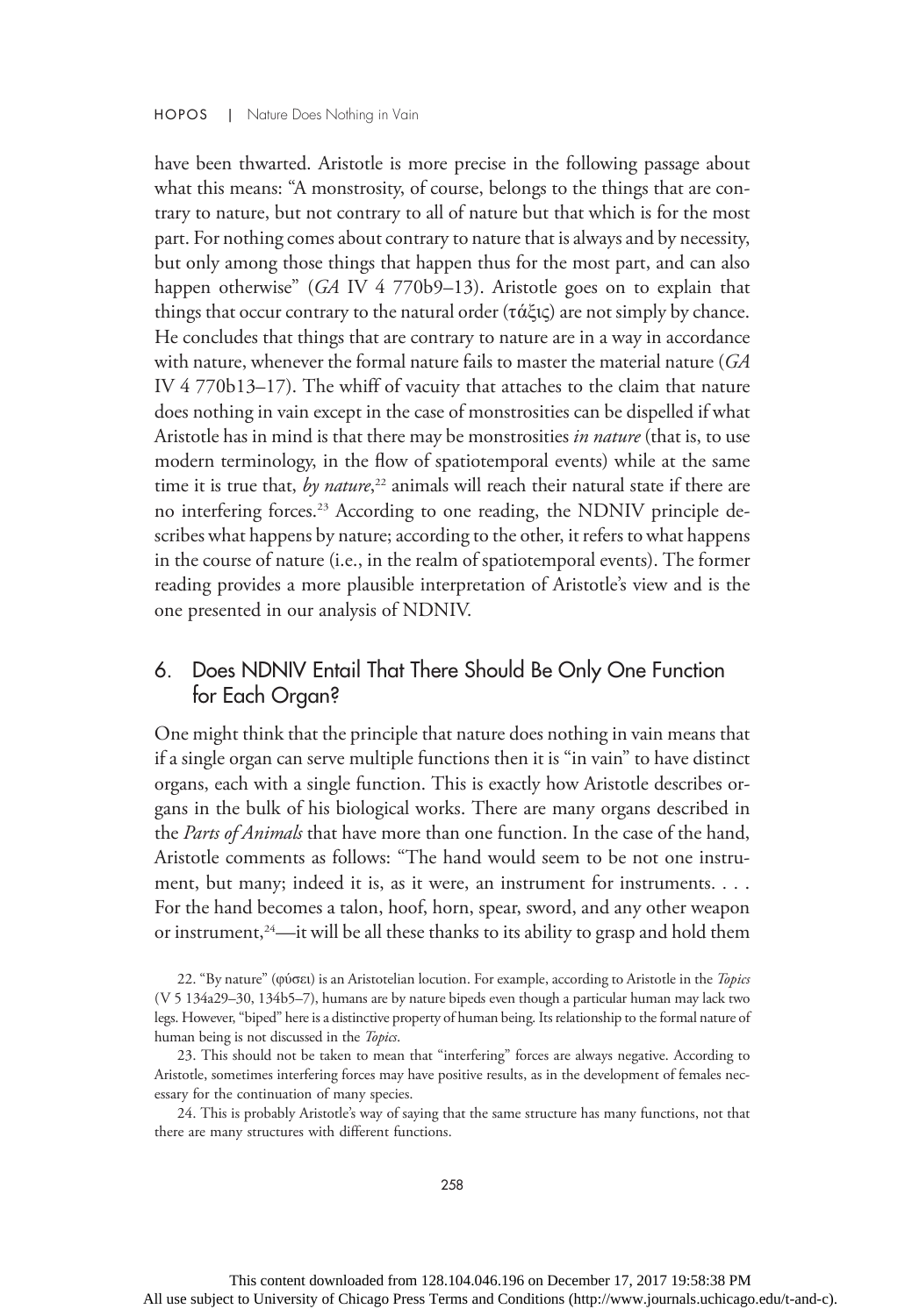have been thwarted. Aristotle is more precise in the following passage about what this means: "A monstrosity, of course, belongs to the things that are contrary to nature, but not contrary to all of nature but that which is for the most part. For nothing comes about contrary to nature that is always and by necessity, but only among those things that happen thus for the most part, and can also happen otherwise" (*GA* IV 4 770b9–13). Aristotle goes on to explain that things that occur contrary to the natural order (τάξις) are not simply by chance. He concludes that things that are contrary to nature are in a way in accordance with nature, whenever the formal nature fails to master the material nature (*GA* IV 4 770b13–17). The whiff of vacuity that attaches to the claim that nature does nothing in vain except in the case of monstrosities can be dispelled if what Aristotle has in mind is that there may be monstrosities *in nature* (that is, to use modern terminology, in the flow of spatiotemporal events) while at the same time it is true that, *by nature*,[22] animals will reach their natural state if there are no interfering forces.[23] According to one reading, the NDNIV principle describes what happens by nature; according to the other, it refers to what happens in the course of nature (i.e., in the realm of spatiotemporal events). The former reading provides a more plausible interpretation of Aristotle's view and is the one presented in our analysis of NDNIV.

## 6. Does NDNIV Entail That There Should Be Only One Function for Each Organ?

One might think that the principle that nature does nothing in vain means that if a single organ can serve multiple functions then it is "in vain" to have distinct organs, each with a single function. This is exactly how Aristotle describes organs in the bulk of his biological works. There are many organs described in the *Parts of Animals* that have more than one function. In the case of the hand, Aristotle comments as follows: "The hand would seem to be not one instrument, but many; indeed it is, as it were, an instrument for instruments. . . . For the hand becomes a talon, hoof, horn, spear, sword, and any other weapon or instrument,[24]—it will be all these thanks to its ability to grasp and hold them

22. "By nature" (φύσει) is an Aristotelian locution. For example, according to Aristotle in the *Topics* (V 5 134a29–30, 134b5–7), humans are by nature bipeds even though a particular human may lack two legs. However, "biped" here is a distinctive property of human being. Its relationship to the formal nature of human being is not discussed in the *Topics*.

23. This should not be taken to mean that "interfering" forces are always negative. According to Aristotle, sometimes interfering forces may have positive results, as in the development of females necessary for the continuation of many species.

24. This is probably Aristotle's way of saying that the same structure has many functions, not that there are many structures with different functions.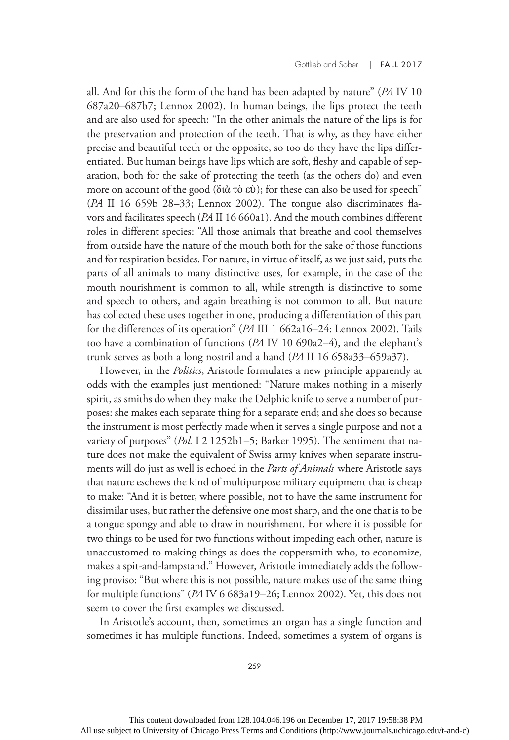all. And for this the form of the hand has been adapted by nature" (*PA* IV 10 687a20–687b7; Lennox 2002). In human beings, the lips protect the teeth and are also used for speech: "In the other animals the nature of the lips is for the preservation and protection of the teeth. That is why, as they have either precise and beautiful teeth or the opposite, so too do they have the lips differentiated. But human beings have lips which are soft, fleshy and capable of separation, both for the sake of protecting the teeth (as the others do) and even more on account of the good (διὰ τὸ εὐ); for these can also be used for speech" (*PA* II 16 659b 28–33; Lennox 2002). The tongue also discriminates flavors and facilitates speech (*PA* II 16 660a1). And the mouth combines different roles in different species: "All those animals that breathe and cool themselves from outside have the nature of the mouth both for the sake of those functions and for respiration besides. For nature, in virtue of itself, as we just said, puts the parts of all animals to many distinctive uses, for example, in the case of the mouth nourishment is common to all, while strength is distinctive to some and speech to others, and again breathing is not common to all. But nature has collected these uses together in one, producing a differentiation of this part for the differences of its operation" (*PA* III 1 662a16–24; Lennox 2002). Tails too have a combination of functions (*PA* IV 10 690a2–4), and the elephant's trunk serves as both a long nostril and a hand (*PA* II 16 658a33–659a37).

However, in the *Politics*, Aristotle formulates a new principle apparently at odds with the examples just mentioned: "Nature makes nothing in a miserly spirit, as smiths do when they make the Delphic knife to serve a number of purposes: she makes each separate thing for a separate end; and she does so because the instrument is most perfectly made when it serves a single purpose and not a variety of purposes" (*Pol.* I 2 1252b1–5; Barker 1995). The sentiment that nature does not make the equivalent of Swiss army knives when separate instruments will do just as well is echoed in the *Parts of Animals* where Aristotle says that nature eschews the kind of multipurpose military equipment that is cheap to make: "And it is better, where possible, not to have the same instrument for dissimilar uses, but rather the defensive one most sharp, and the one that is to be a tongue spongy and able to draw in nourishment. For where it is possible for two things to be used for two functions without impeding each other, nature is unaccustomed to making things as does the coppersmith who, to economize, makes a spit-and-lampstand." However, Aristotle immediately adds the following proviso: "But where this is not possible, nature makes use of the same thing for multiple functions" (*PA* IV 6 683a19–26; Lennox 2002). Yet, this does not seem to cover the first examples we discussed.

In Aristotle's account, then, sometimes an organ has a single function and sometimes it has multiple functions. Indeed, sometimes a system of organs is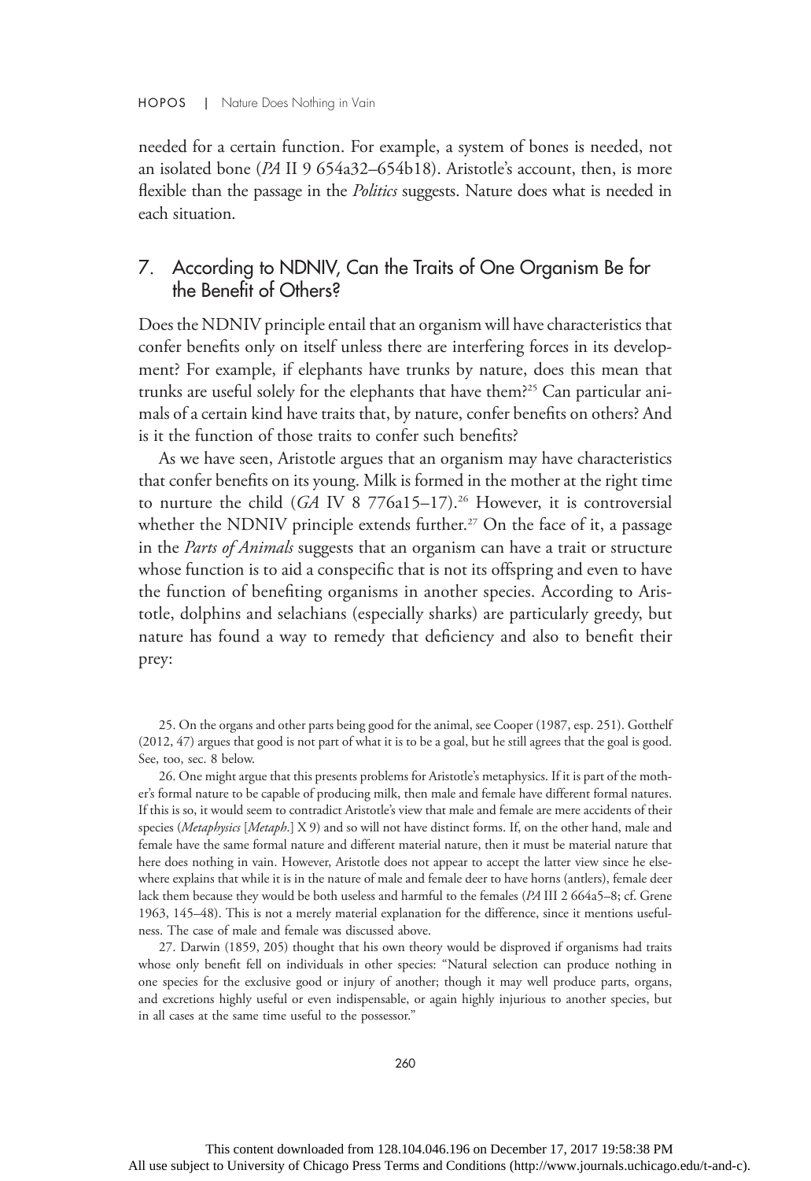needed for a certain function. For example, a system of bones is needed, not an isolated bone (*PA* II 9 654a32–654b18). Aristotle's account, then, is more flexible than the passage in the *Politics* suggests. Nature does what is needed in each situation.

## 7. According to NDNIV, Can the Traits of One Organism Be for the Benefit of Others?

Does the NDNIV principle entail that an organism will have characteristics that confer benefits only on itself unless there are interfering forces in its development? For example, if elephants have trunks by nature, does this mean that trunks are useful solely for the elephants that have them?[25] Can particular animals of a certain kind have traits that, by nature, confer benefits on others? And is it the function of those traits to confer such benefits?

As we have seen, Aristotle argues that an organism may have characteristics that confer benefits on its young. Milk is formed in the mother at the right time to nurture the child (*GA* IV 8 776a15–17).[26] However, it is controversial whether the NDNIV principle extends further.[27] On the face of it, a passage in the *Parts of Animals* suggests that an organism can have a trait or structure whose function is to aid a conspecific that is not its offspring and even to have the function of benefiting organisms in another species. According to Aristotle, dolphins and selachians (especially sharks) are particularly greedy, but nature has found a way to remedy that deficiency and also to benefit their prey:

25. On the organs and other parts being good for the animal, see Cooper (1987, esp. 251). Gotthelf (2012, 47) argues that good is not part of what it is to be a goal, but he still agrees that the goal is good. See, too, sec. 8 below.

26. One might argue that this presents problems for Aristotle's metaphysics. If it is part of the mother's formal nature to be capable of producing milk, then male and female have different formal natures. If this is so, it would seem to contradict Aristotle's view that male and female are mere accidents of their species (*Metaphysics* [*Metaph.*] X 9) and so will not have distinct forms. If, on the other hand, male and female have the same formal nature and different material nature, then it must be material nature that here does nothing in vain. However, Aristotle does not appear to accept the latter view since he elsewhere explains that while it is in the nature of male and female deer to have horns (antlers), female deer lack them because they would be both useless and harmful to the females (*PA* III 2 664a5–8; cf. Grene 1963, 145–48). This is not a merely material explanation for the difference, since it mentions usefulness. The case of male and female was discussed above.

27. Darwin (1859, 205) thought that his own theory would be disproved if organisms had traits whose only benefit fell on individuals in other species: "Natural selection can produce nothing in one species for the exclusive good or injury of another; though it may well produce parts, organs, and excretions highly useful or even indispensable, or again highly injurious to another species, but in all cases at the same time useful to the possessor."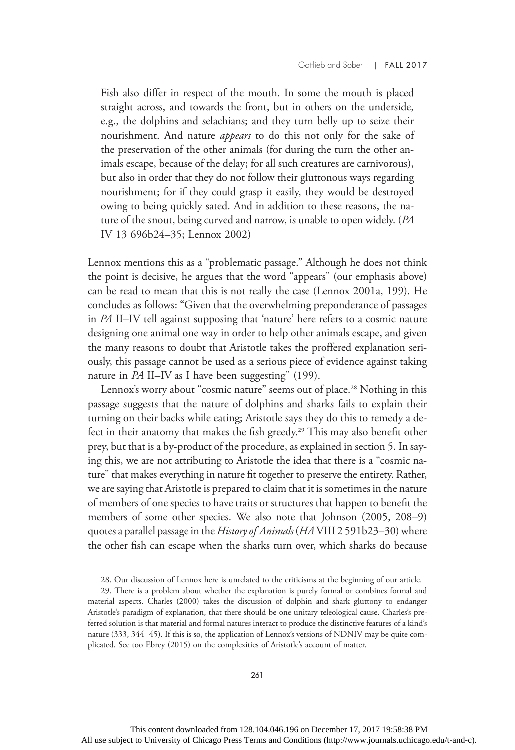> Fish also differ in respect of the mouth. In some the mouth is placed straight across, and towards the front, but in others on the underside, e.g., the dolphins and selachians; and they turn belly up to seize their nourishment. And nature *appears* to do this not only for the sake of the preservation of the other animals (for during the turn the other animals escape, because of the delay; for all such creatures are carnivorous), but also in order that they do not follow their gluttonous ways regarding nourishment; for if they could grasp it easily, they would be destroyed owing to being quickly sated. And in addition to these reasons, the nature of the snout, being curved and narrow, is unable to open widely. (*PA* IV 13 696b24–35; Lennox 2002)

Lennox mentions this as a "problematic passage." Although he does not think the point is decisive, he argues that the word "appears" (our emphasis above) can be read to mean that this is not really the case (Lennox 2001a, 199). He concludes as follows: "Given that the overwhelming preponderance of passages in *PA* II–IV tell against supposing that 'nature' here refers to a cosmic nature designing one animal one way in order to help other animals escape, and given the many reasons to doubt that Aristotle takes the proffered explanation seriously, this passage cannot be used as a serious piece of evidence against taking nature in *PA* II–IV as I have been suggesting" (199).

Lennox's worry about "cosmic nature" seems out of place.[28] Nothing in this passage suggests that the nature of dolphins and sharks fails to explain their turning on their backs while eating; Aristotle says they do this to remedy a defect in their anatomy that makes the fish greedy.[29] This may also benefit other prey, but that is a by-product of the procedure, as explained in section 5. In saying this, we are not attributing to Aristotle the idea that there is a "cosmic nature" that makes everything in nature fit together to preserve the entirety. Rather, we are saying that Aristotle is prepared to claim that it is sometimes in the nature of members of one species to have traits or structures that happen to benefit the members of some other species. We also note that Johnson (2005, 208–9) quotes a parallel passage in the *History of Animals* (*HA* VIII 2 591b23–30) where the other fish can escape when the sharks turn over, which sharks do because

28. Our discussion of Lennox here is unrelated to the criticisms at the beginning of our article.

29. There is a problem about whether the explanation is purely formal or combines formal and material aspects. Charles (2000) takes the discussion of dolphin and shark gluttony to endanger Aristotle's paradigm of explanation, that there should be one unitary teleological cause. Charles's preferred solution is that material and formal natures interact to produce the distinctive features of a kind's nature (333, 344–45). If this is so, the application of Lennox's versions of NDNIV may be quite complicated. See too Ebrey (2015) on the complexities of Aristotle's account of matter.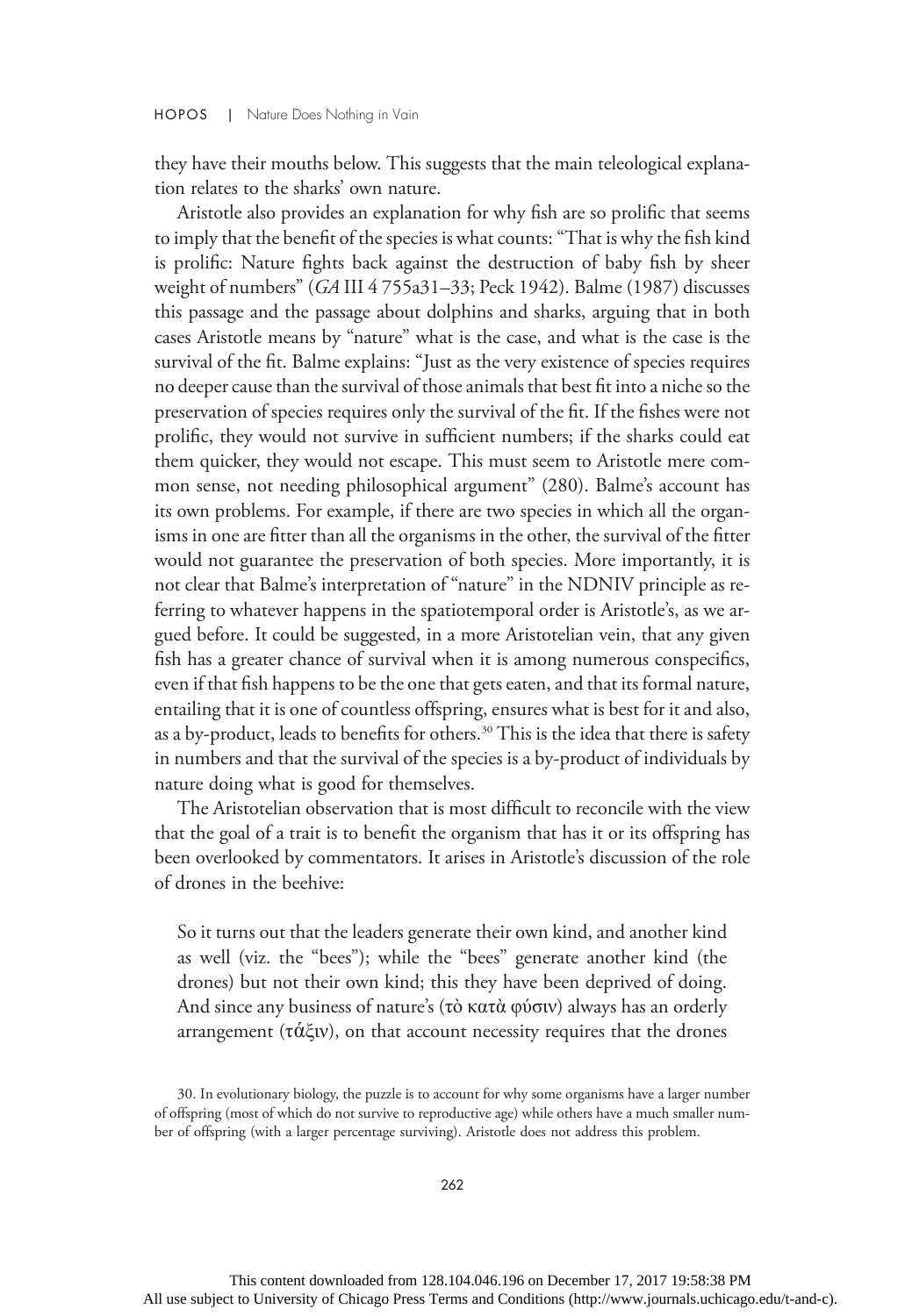they have their mouths below. This suggests that the main teleological explanation relates to the sharks' own nature.

Aristotle also provides an explanation for why fish are so prolific that seems to imply that the benefit of the species is what counts: "That is why the fish kind is prolific: Nature fights back against the destruction of baby fish by sheer weight of numbers" (*GA* III 4 755a31–33; Peck 1942). Balme (1987) discusses this passage and the passage about dolphins and sharks, arguing that in both cases Aristotle means by "nature" what is the case, and what is the case is the survival of the fit. Balme explains: "Just as the very existence of species requires no deeper cause than the survival of those animals that best fit into a niche so the preservation of species requires only the survival of the fit. If the fishes were not prolific, they would not survive in sufficient numbers; if the sharks could eat them quicker, they would not escape. This must seem to Aristotle mere common sense, not needing philosophical argument" (280). Balme's account has its own problems. For example, if there are two species in which all the organisms in one are fitter than all the organisms in the other, the survival of the fitter would not guarantee the preservation of both species. More importantly, it is not clear that Balme's interpretation of "nature" in the NDNIV principle as referring to whatever happens in the spatiotemporal order is Aristotle's, as we argued before. It could be suggested, in a more Aristotelian vein, that any given fish has a greater chance of survival when it is among numerous conspecifics, even if that fish happens to be the one that gets eaten, and that its formal nature, entailing that it is one of countless offspring, ensures what is best for it and also, as a by-product, leads to benefits for others.[30] This is the idea that there is safety in numbers and that the survival of the species is a by-product of individuals by nature doing what is good for themselves.

The Aristotelian observation that is most difficult to reconcile with the view that the goal of a trait is to benefit the organism that has it or its offspring has been overlooked by commentators. It arises in Aristotle's discussion of the role of drones in the beehive:

> So it turns out that the leaders generate their own kind, and another kind as well (viz. the "bees"); while the "bees" generate another kind (the drones) but not their own kind; this they have been deprived of doing. And since any business of nature's (τὸ κατὰ φύσιν) always has an orderly arrangement (τάξιν), on that account necessity requires that the drones

30. In evolutionary biology, the puzzle is to account for why some organisms have a larger number of offspring (most of which do not survive to reproductive age) while others have a much smaller number of offspring (with a larger percentage surviving). Aristotle does not address this problem.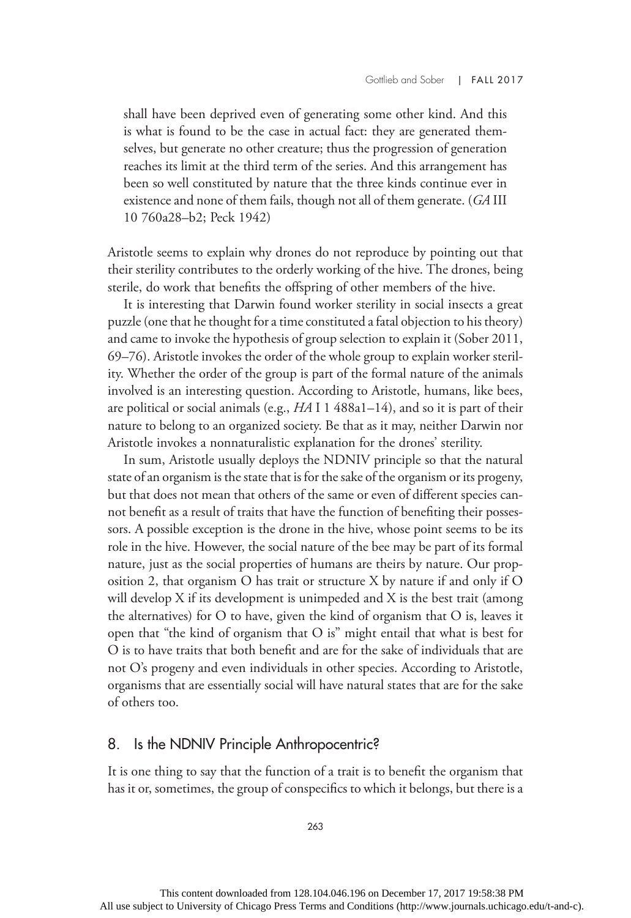> shall have been deprived even of generating some other kind. And this is what is found to be the case in actual fact: they are generated themselves, but generate no other creature; thus the progression of generation reaches its limit at the third term of the series. And this arrangement has been so well constituted by nature that the three kinds continue ever in existence and none of them fails, though not all of them generate. (*GA* III 10 760a28–b2; Peck 1942)

Aristotle seems to explain why drones do not reproduce by pointing out that their sterility contributes to the orderly working of the hive. The drones, being sterile, do work that benefits the offspring of other members of the hive.

It is interesting that Darwin found worker sterility in social insects a great puzzle (one that he thought for a time constituted a fatal objection to his theory) and came to invoke the hypothesis of group selection to explain it (Sober 2011, 69–76). Aristotle invokes the order of the whole group to explain worker sterility. Whether the order of the group is part of the formal nature of the animals involved is an interesting question. According to Aristotle, humans, like bees, are political or social animals (e.g., *HA* I 1 488a1–14), and so it is part of their nature to belong to an organized society. Be that as it may, neither Darwin nor Aristotle invokes a nonnaturalistic explanation for the drones' sterility.

In sum, Aristotle usually deploys the NDNIV principle so that the natural state of an organism is the state that is for the sake of the organism or its progeny, but that does not mean that others of the same or even of different species cannot benefit as a result of traits that have the function of benefiting their possessors. A possible exception is the drone in the hive, whose point seems to be its role in the hive. However, the social nature of the bee may be part of its formal nature, just as the social properties of humans are theirs by nature. Our proposition 2, that organism O has trait or structure X by nature if and only if O will develop X if its development is unimpeded and X is the best trait (among the alternatives) for O to have, given the kind of organism that O is, leaves it open that "the kind of organism that O is" might entail that what is best for O is to have traits that both benefit and are for the sake of individuals that are not O's progeny and even individuals in other species. According to Aristotle, organisms that are essentially social will have natural states that are for the sake of others too.

## 8. Is the NDNIV Principle Anthropocentric?

It is one thing to say that the function of a trait is to benefit the organism that has it or, sometimes, the group of conspecifics to which it belongs, but there is a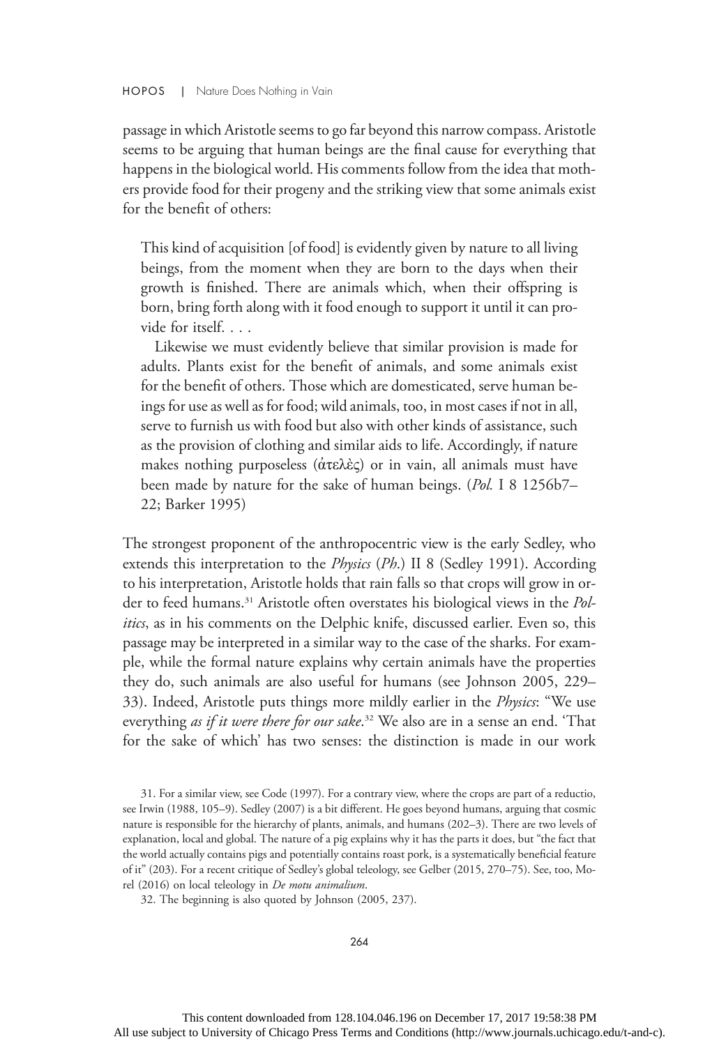passage in which Aristotle seems to go far beyond this narrow compass. Aristotle seems to be arguing that human beings are the final cause for everything that happens in the biological world. His comments follow from the idea that mothers provide food for their progeny and the striking view that some animals exist for the benefit of others:

> This kind of acquisition [of food] is evidently given by nature to all living beings, from the moment when they are born to the days when their growth is finished. There are animals which, when their offspring is born, bring forth along with it food enough to support it until it can provide for itself. . . .
>
> Likewise we must evidently believe that similar provision is made for adults. Plants exist for the benefit of animals, and some animals exist for the benefit of others. Those which are domesticated, serve human beings for use as well as for food; wild animals, too, in most cases if not in all, serve to furnish us with food but also with other kinds of assistance, such as the provision of clothing and similar aids to life. Accordingly, if nature makes nothing purposeless (ἀτελὲς) or in vain, all animals must have been made by nature for the sake of human beings. (*Pol.* I 8 1256b7–22; Barker 1995)

The strongest proponent of the anthropocentric view is the early Sedley, who extends this interpretation to the *Physics* (*Ph.*) II 8 (Sedley 1991). According to his interpretation, Aristotle holds that rain falls so that crops will grow in order to feed humans.[31] Aristotle often overstates his biological views in the *Politics*, as in his comments on the Delphic knife, discussed earlier. Even so, this passage may be interpreted in a similar way to the case of the sharks. For example, while the formal nature explains why certain animals have the properties they do, such animals are also useful for humans (see Johnson 2005, 229–33). Indeed, Aristotle puts things more mildly earlier in the *Physics*: "We use everything *as if it were there for our sake*.[32] We also are in a sense an end. 'That for the sake of which' has two senses: the distinction is made in our work

31. For a similar view, see Code (1997). For a contrary view, where the crops are part of a reductio, see Irwin (1988, 105–9). Sedley (2007) is a bit different. He goes beyond humans, arguing that cosmic nature is responsible for the hierarchy of plants, animals, and humans (202–3). There are two levels of explanation, local and global. The nature of a pig explains why it has the parts it does, but "the fact that the world actually contains pigs and potentially contains roast pork, is a systematically beneficial feature of it" (203). For a recent critique of Sedley's global teleology, see Gelber (2015, 270–75). See, too, Morel (2016) on local teleology in *De motu animalium*.

32. The beginning is also quoted by Johnson (2005, 237).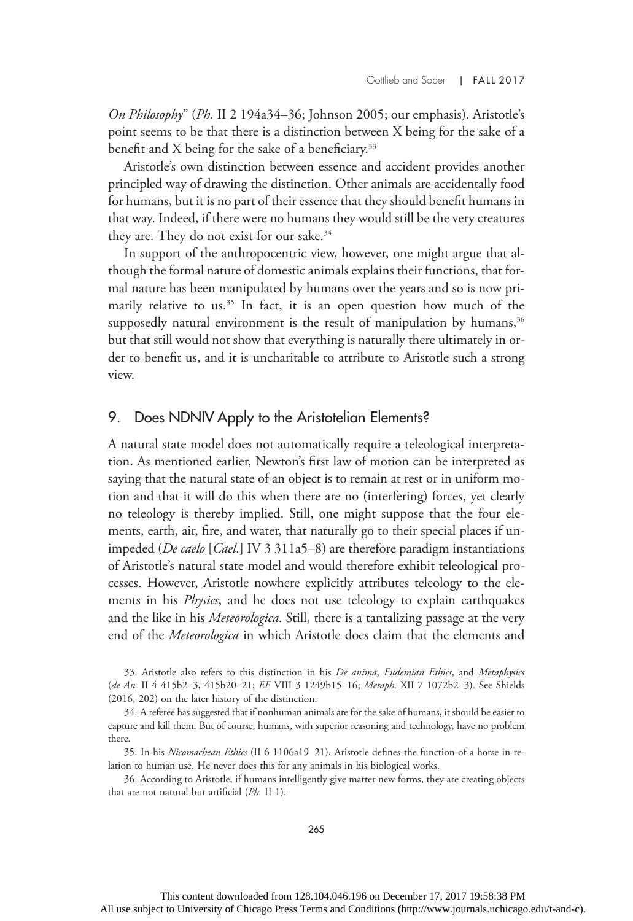*On Philosophy*" (*Ph.* II 2 194a34–36; Johnson 2005; our emphasis). Aristotle's point seems to be that there is a distinction between X being for the sake of a benefit and X being for the sake of a beneficiary.[33]

Aristotle's own distinction between essence and accident provides another principled way of drawing the distinction. Other animals are accidentally food for humans, but it is no part of their essence that they should benefit humans in that way. Indeed, if there were no humans they would still be the very creatures they are. They do not exist for our sake.[34]

In support of the anthropocentric view, however, one might argue that although the formal nature of domestic animals explains their functions, that formal nature has been manipulated by humans over the years and so is now primarily relative to us.[35] In fact, it is an open question how much of the supposedly natural environment is the result of manipulation by humans,[36] but that still would not show that everything is naturally there ultimately in order to benefit us, and it is uncharitable to attribute to Aristotle such a strong view.

## 9. Does NDNIV Apply to the Aristotelian Elements?

A natural state model does not automatically require a teleological interpretation. As mentioned earlier, Newton's first law of motion can be interpreted as saying that the natural state of an object is to remain at rest or in uniform motion and that it will do this when there are no (interfering) forces, yet clearly no teleology is thereby implied. Still, one might suppose that the four elements, earth, air, fire, and water, that naturally go to their special places if unimpeded (*De caelo* [*Cael.*] IV 3 311a5–8) are therefore paradigm instantiations of Aristotle's natural state model and would therefore exhibit teleological processes. However, Aristotle nowhere explicitly attributes teleology to the elements in his *Physics*, and he does not use teleology to explain earthquakes and the like in his *Meteorologica*. Still, there is a tantalizing passage at the very end of the *Meteorologica* in which Aristotle does claim that the elements and

33. Aristotle also refers to this distinction in his *De anima*, *Eudemian Ethics*, and *Metaphysics* (*de An.* II 4 415b2–3, 415b20–21; *EE* VIII 3 1249b15–16; *Metaph.* XII 7 1072b2–3). See Shields (2016, 202) on the later history of the distinction.

34. A referee has suggested that if nonhuman animals are for the sake of humans, it should be easier to capture and kill them. But of course, humans, with superior reasoning and technology, have no problem there.

35. In his *Nicomachean Ethics* (II 6 1106a19–21), Aristotle defines the function of a horse in relation to human use. He never does this for any animals in his biological works.

36. According to Aristotle, if humans intelligently give matter new forms, they are creating objects that are not natural but artificial (*Ph.* II 1).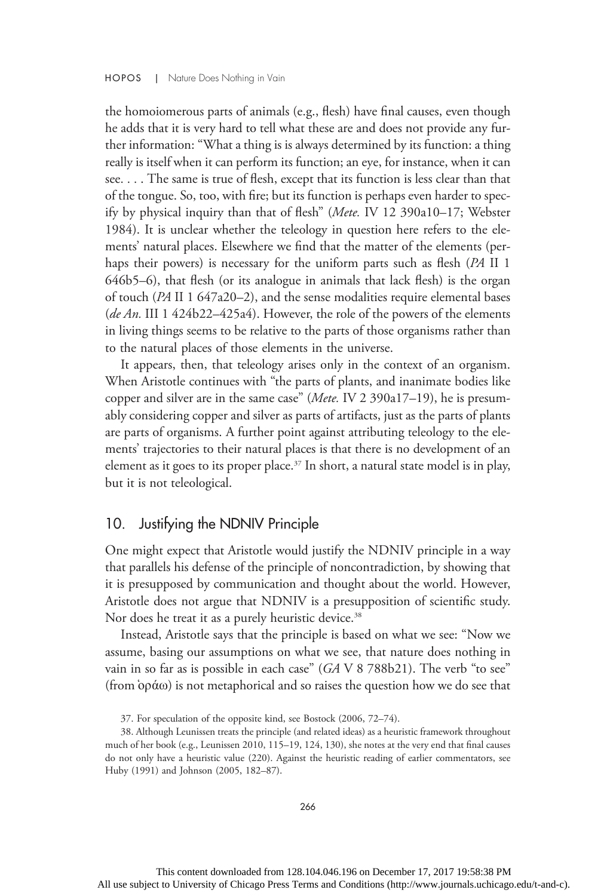the homoiomerous parts of animals (e.g., flesh) have final causes, even though he adds that it is very hard to tell what these are and does not provide any further information: "What a thing is is always determined by its function: a thing really is itself when it can perform its function; an eye, for instance, when it can see. . . . The same is true of flesh, except that its function is less clear than that of the tongue. So, too, with fire; but its function is perhaps even harder to specify by physical inquiry than that of flesh" (*Mete.* IV 12 390a10–17; Webster 1984). It is unclear whether the teleology in question here refers to the elements' natural places. Elsewhere we find that the matter of the elements (perhaps their powers) is necessary for the uniform parts such as flesh (*PA* II 1 646b5–6), that flesh (or its analogue in animals that lack flesh) is the organ of touch (*PA* II 1 647a20–2), and the sense modalities require elemental bases (*de An.* III 1 424b22–425a4). However, the role of the powers of the elements in living things seems to be relative to the parts of those organisms rather than to the natural places of those elements in the universe.

It appears, then, that teleology arises only in the context of an organism. When Aristotle continues with "the parts of plants, and inanimate bodies like copper and silver are in the same case" (*Mete.* IV 2 390a17–19), he is presumably considering copper and silver as parts of artifacts, just as the parts of plants are parts of organisms. A further point against attributing teleology to the elements' trajectories to their natural places is that there is no development of an element as it goes to its proper place.[37] In short, a natural state model is in play, but it is not teleological.

## 10. Justifying the NDNIV Principle

One might expect that Aristotle would justify the NDNIV principle in a way that parallels his defense of the principle of noncontradiction, by showing that it is presupposed by communication and thought about the world. However, Aristotle does not argue that NDNIV is a presupposition of scientific study. Nor does he treat it as a purely heuristic device.[38]

Instead, Aristotle says that the principle is based on what we see: "Now we assume, basing our assumptions on what we see, that nature does nothing in vain in so far as is possible in each case" (*GA* V 8 788b21). The verb "to see" (from ὁράω) is not metaphorical and so raises the question how we do see that

37. For speculation of the opposite kind, see Bostock (2006, 72–74).

38. Although Leunissen treats the principle (and related ideas) as a heuristic framework throughout much of her book (e.g., Leunissen 2010, 115–19, 124, 130), she notes at the very end that final causes do not only have a heuristic value (220). Against the heuristic reading of earlier commentators, see Huby (1991) and Johnson (2005, 182–87).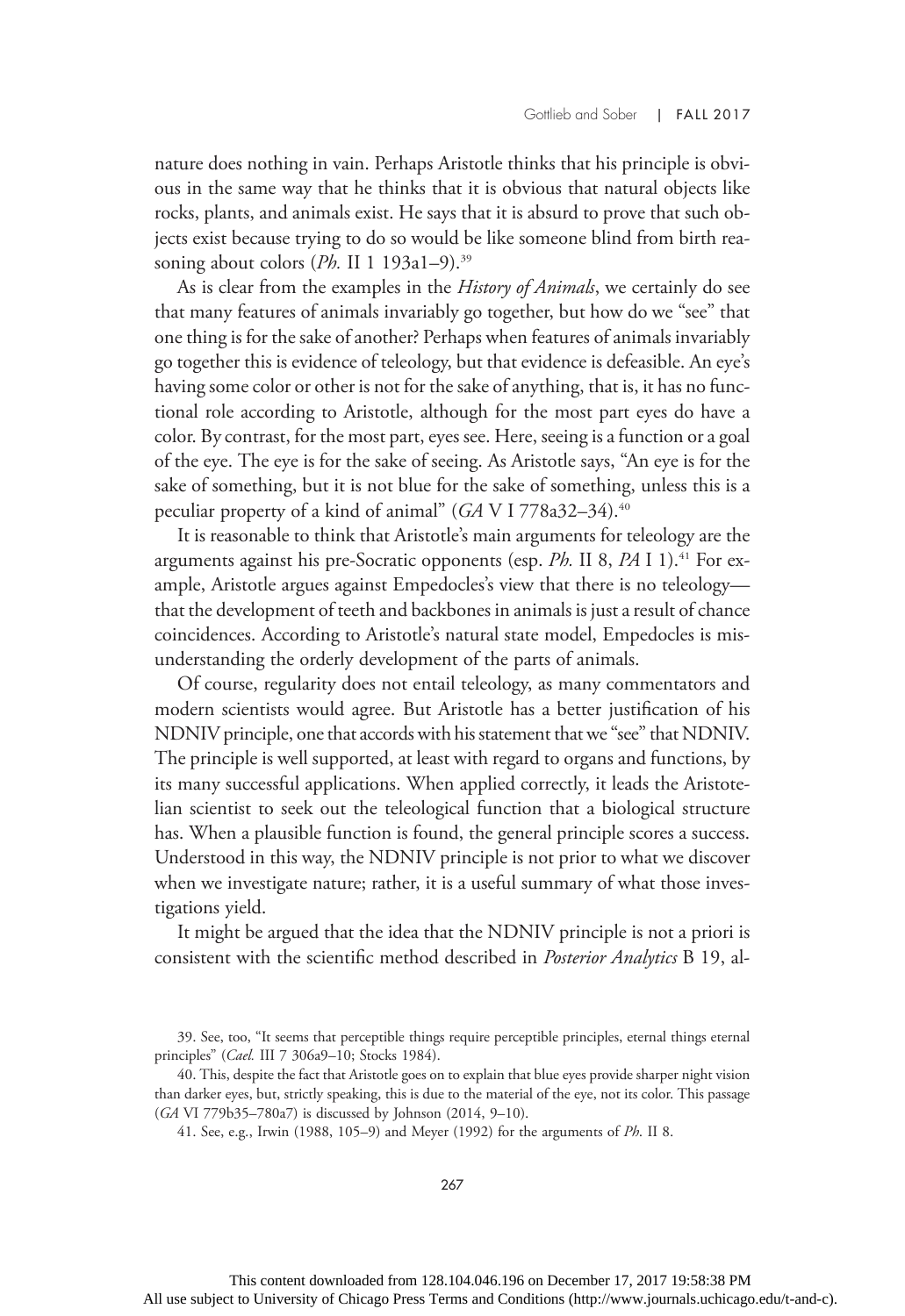nature does nothing in vain. Perhaps Aristotle thinks that his principle is obvious in the same way that he thinks that it is obvious that natural objects like rocks, plants, and animals exist. He says that it is absurd to prove that such objects exist because trying to do so would be like someone blind from birth reasoning about colors (*Ph.* II 1 193a1–9).[39]

As is clear from the examples in the *History of Animals*, we certainly do see that many features of animals invariably go together, but how do we "see" that one thing is for the sake of another? Perhaps when features of animals invariably go together this is evidence of teleology, but that evidence is defeasible. An eye's having some color or other is not for the sake of anything, that is, it has no functional role according to Aristotle, although for the most part eyes do have a color. By contrast, for the most part, eyes see. Here, seeing is a function or a goal of the eye. The eye is for the sake of seeing. As Aristotle says, "An eye is for the sake of something, but it is not blue for the sake of something, unless this is a peculiar property of a kind of animal" (*GA* V I 778a32–34).[40]

It is reasonable to think that Aristotle's main arguments for teleology are the arguments against his pre-Socratic opponents (esp. *Ph.* II 8, *PA* I 1).[41] For example, Aristotle argues against Empedocles's view that there is no teleology—that the development of teeth and backbones in animals is just a result of chance coincidences. According to Aristotle's natural state model, Empedocles is misunderstanding the orderly development of the parts of animals.

Of course, regularity does not entail teleology, as many commentators and modern scientists would agree. But Aristotle has a better justification of his NDNIV principle, one that accords with his statement that we "see" that NDNIV. The principle is well supported, at least with regard to organs and functions, by its many successful applications. When applied correctly, it leads the Aristotelian scientist to seek out the teleological function that a biological structure has. When a plausible function is found, the general principle scores a success. Understood in this way, the NDNIV principle is not prior to what we discover when we investigate nature; rather, it is a useful summary of what those investigations yield.

It might be argued that the idea that the NDNIV principle is not a priori is consistent with the scientific method described in *Posterior Analytics* B 19, al-

39. See, too, "It seems that perceptible things require perceptible principles, eternal things eternal principles" (*Cael.* III 7 306a9–10; Stocks 1984).

40. This, despite the fact that Aristotle goes on to explain that blue eyes provide sharper night vision than darker eyes, but, strictly speaking, this is due to the material of the eye, not its color. This passage (*GA* VI 779b35–780a7) is discussed by Johnson (2014, 9–10).

41. See, e.g., Irwin (1988, 105–9) and Meyer (1992) for the arguments of *Ph.* II 8.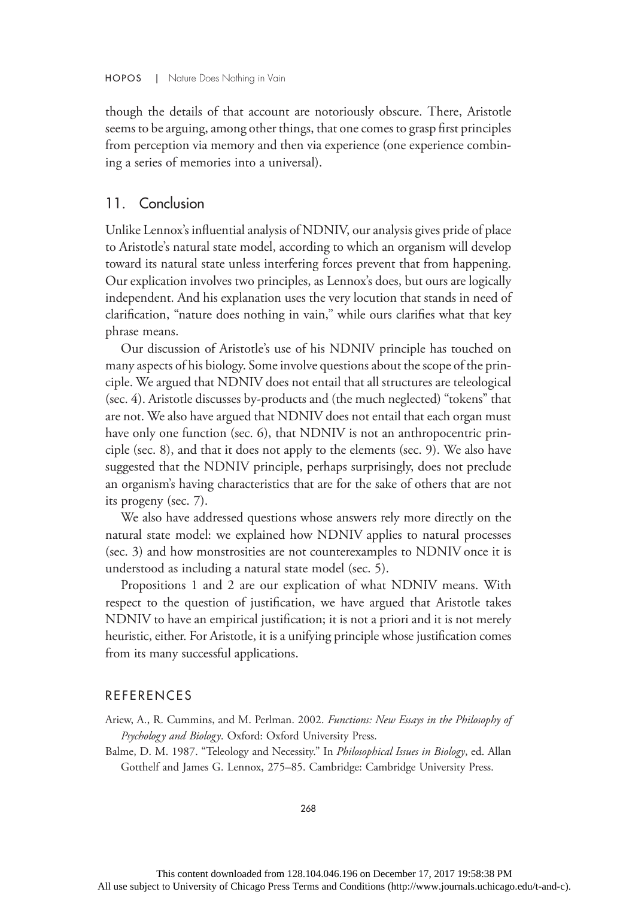though the details of that account are notoriously obscure. There, Aristotle seems to be arguing, among other things, that one comes to grasp first principles from perception via memory and then via experience (one experience combining a series of memories into a universal).

## 11. Conclusion

Unlike Lennox's influential analysis of NDNIV, our analysis gives pride of place to Aristotle's natural state model, according to which an organism will develop toward its natural state unless interfering forces prevent that from happening. Our explication involves two principles, as Lennox's does, but ours are logically independent. And his explanation uses the very locution that stands in need of clarification, "nature does nothing in vain," while ours clarifies what that key phrase means.

Our discussion of Aristotle's use of his NDNIV principle has touched on many aspects of his biology. Some involve questions about the scope of the principle. We argued that NDNIV does not entail that all structures are teleological (sec. 4). Aristotle discusses by-products and (the much neglected) "tokens" that are not. We also have argued that NDNIV does not entail that each organ must have only one function (sec. 6), that NDNIV is not an anthropocentric principle (sec. 8), and that it does not apply to the elements (sec. 9). We also have suggested that the NDNIV principle, perhaps surprisingly, does not preclude an organism's having characteristics that are for the sake of others that are not its progeny (sec. 7).

We also have addressed questions whose answers rely more directly on the natural state model: we explained how NDNIV applies to natural processes (sec. 3) and how monstrosities are not counterexamples to NDNIV once it is understood as including a natural state model (sec. 5).

Propositions 1 and 2 are our explication of what NDNIV means. With respect to the question of justification, we have argued that Aristotle takes NDNIV to have an empirical justification; it is not a priori and it is not merely heuristic, either. For Aristotle, it is a unifying principle whose justification comes from its many successful applications.

## REFERENCES

Ariew, A., R. Cummins, and M. Perlman. 2002. *Functions: New Essays in the Philosophy of Psychology and Biology*. Oxford: Oxford University Press.

Balme, D. M. 1987. "Teleology and Necessity." In *Philosophical Issues in Biology*, ed. Allan Gotthelf and James G. Lennox, 275–85. Cambridge: Cambridge University Press.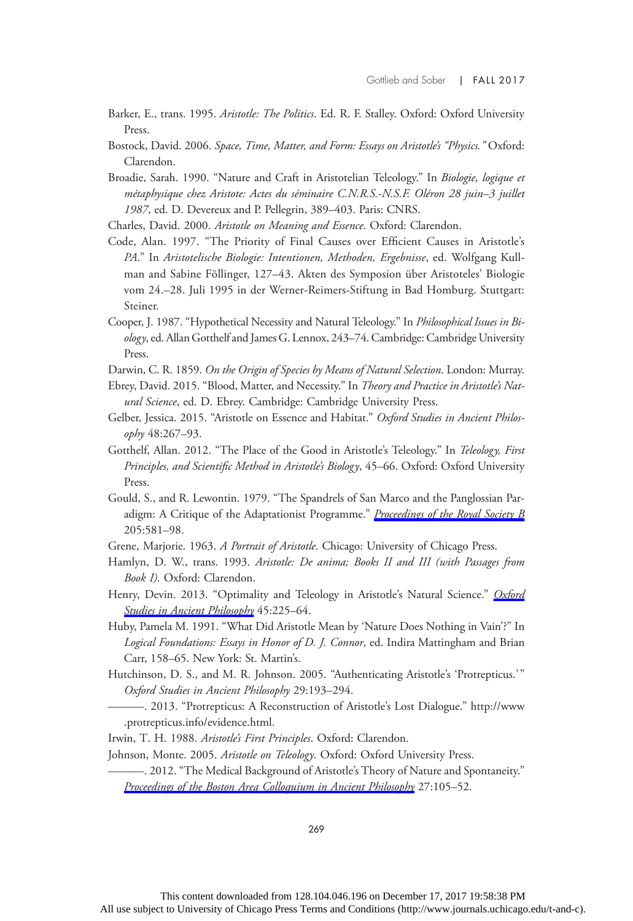Barker, E., trans. 1995. *Aristotle: The Politics*. Ed. R. F. Stalley. Oxford: Oxford University Press.

Bostock, David. 2006. *Space, Time, Matter, and Form: Essays on Aristotle's "Physics."* Oxford: Clarendon.

Broadie, Sarah. 1990. "Nature and Craft in Aristotelian Teleology." In *Biologie, logique et métaphysique chez Aristote: Actes du séminaire C.N.R.S.-N.S.F. Oléron 28 juin–3 juillet 1987*, ed. D. Devereux and P. Pellegrin, 389–403. Paris: CNRS.

Charles, David. 2000. *Aristotle on Meaning and Essence*. Oxford: Clarendon.

Code, Alan. 1997. "The Priority of Final Causes over Efficient Causes in Aristotle's *PA*." In *Aristotelische Biologie: Intentionen, Methoden, Ergebnisse*, ed. Wolfgang Kullman and Sabine Föllinger, 127–43. Akten des Symposion über Aristoteles' Biologie vom 24.–28. Juli 1995 in der Werner-Reimers-Stiftung in Bad Homburg. Stuttgart: Steiner.

Cooper, J. 1987. "Hypothetical Necessity and Natural Teleology." In *Philosophical Issues in Biology*, ed. Allan Gotthelf and James G. Lennox, 243–74. Cambridge: Cambridge University Press.

Darwin, C. R. 1859. *On the Origin of Species by Means of Natural Selection*. London: Murray.

Ebrey, David. 2015. "Blood, Matter, and Necessity." In *Theory and Practice in Aristotle's Natural Science*, ed. D. Ebrey. Cambridge: Cambridge University Press.

Gelber, Jessica. 2015. "Aristotle on Essence and Habitat." *Oxford Studies in Ancient Philosophy* 48:267–93.

Gotthelf, Allan. 2012. "The Place of the Good in Aristotle's Teleology." In *Teleology, First Principles, and Scientific Method in Aristotle's Biology*, 45–66. Oxford: Oxford University Press.

Gould, S., and R. Lewontin. 1979. "The Spandrels of San Marco and the Panglossian Paradigm: A Critique of the Adaptationist Programme." *Proceedings of the Royal Society B* 205:581–98.

Grene, Marjorie. 1963. *A Portrait of Aristotle*. Chicago: University of Chicago Press.

Hamlyn, D. W., trans. 1993. *Aristotle: De anima; Books II and III (with Passages from Book I)*. Oxford: Clarendon.

Henry, Devin. 2013. "Optimality and Teleology in Aristotle's Natural Science." *Oxford Studies in Ancient Philosophy* 45:225–64.

Huby, Pamela M. 1991. "What Did Aristotle Mean by 'Nature Does Nothing in Vain'?" In *Logical Foundations: Essays in Honor of D. J. Connor*, ed. Indira Mattingham and Brian Carr, 158–65. New York: St. Martin's.

Hutchinson, D. S., and M. R. Johnson. 2005. "Authenticating Aristotle's 'Protrepticus.'" *Oxford Studies in Ancient Philosophy* 29:193–294.

———. 2013. "Protrepticus: A Reconstruction of Aristotle's Lost Dialogue." http://www.protrepticus.info/evidence.html.

Irwin, T. H. 1988. *Aristotle's First Principles*. Oxford: Clarendon.

Johnson, Monte. 2005. *Aristotle on Teleology*. Oxford: Oxford University Press.

———. 2012. "The Medical Background of Aristotle's Theory of Nature and Spontaneity." *Proceedings of the Boston Area Colloquium in Ancient Philosophy* 27:105–52.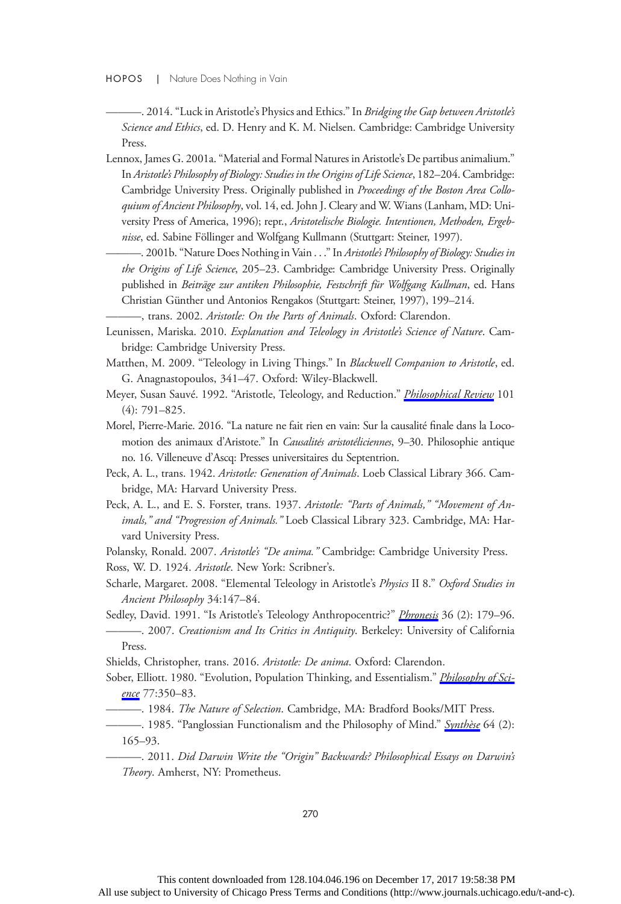———. 2014. "Luck in Aristotle's Physics and Ethics." In *Bridging the Gap between Aristotle's Science and Ethics*, ed. D. Henry and K. M. Nielsen. Cambridge: Cambridge University Press.

Lennox, James G. 2001a. "Material and Formal Natures in Aristotle's De partibus animalium." In *Aristotle's Philosophy of Biology: Studies in the Origins of Life Science*, 182–204. Cambridge: Cambridge University Press. Originally published in *Proceedings of the Boston Area Colloquium of Ancient Philosophy*, vol. 14, ed. John J. Cleary and W. Wians (Lanham, MD: University Press of America, 1996); repr., *Aristotelische Biologie. Intentionen, Methoden, Ergebnisse*, ed. Sabine Föllinger and Wolfgang Kullmann (Stuttgart: Steiner, 1997).

———. 2001b. "Nature Does Nothing in Vain . . ." In *Aristotle's Philosophy of Biology: Studies in the Origins of Life Science*, 205–23. Cambridge: Cambridge University Press. Originally published in *Beiträge zur antiken Philosophie, Festschrift für Wolfgang Kullman*, ed. Hans Christian Günther und Antonios Rengakos (Stuttgart: Steiner, 1997), 199–214.

———, trans. 2002. *Aristotle: On the Parts of Animals*. Oxford: Clarendon.

Leunissen, Mariska. 2010. *Explanation and Teleology in Aristotle's Science of Nature*. Cambridge: Cambridge University Press.

Matthen, M. 2009. "Teleology in Living Things." In *Blackwell Companion to Aristotle*, ed. G. Anagnastopoulos, 341–47. Oxford: Wiley-Blackwell.

Meyer, Susan Sauvé. 1992. "Aristotle, Teleology, and Reduction." *Philosophical Review* 101 (4): 791–825.

Morel, Pierre-Marie. 2016. "La nature ne fait rien en vain: Sur la causalité finale dans la Locomotion des animaux d'Aristote." In *Causalités aristotéliciennes*, 9–30. Philosophie antique no. 16. Villeneuve d'Ascq: Presses universitaires du Septentrion.

Peck, A. L., trans. 1942. *Aristotle: Generation of Animals*. Loeb Classical Library 366. Cambridge, MA: Harvard University Press.

Peck, A. L., and E. S. Forster, trans. 1937. *Aristotle: "Parts of Animals," "Movement of Animals," and "Progression of Animals."* Loeb Classical Library 323. Cambridge, MA: Harvard University Press.

Polansky, Ronald. 2007. *Aristotle's "De anima."* Cambridge: Cambridge University Press.

Ross, W. D. 1924. *Aristotle*. New York: Scribner's.

Scharle, Margaret. 2008. "Elemental Teleology in Aristotle's *Physics* II 8." *Oxford Studies in Ancient Philosophy* 34:147–84.

Sedley, David. 1991. "Is Aristotle's Teleology Anthropocentric?" *Phronesis* 36 (2): 179–96.

———. 2007. *Creationism and Its Critics in Antiquity*. Berkeley: University of California Press.

Shields, Christopher, trans. 2016. *Aristotle: De anima*. Oxford: Clarendon.

Sober, Elliott. 1980. "Evolution, Population Thinking, and Essentialism." *Philosophy of Science* 77:350–83.

———. 1984. *The Nature of Selection*. Cambridge, MA: Bradford Books/MIT Press.

———. 1985. "Panglossian Functionalism and the Philosophy of Mind." *Synthèse* 64 (2): 165–93.

———. 2011. *Did Darwin Write the "Origin" Backwards? Philosophical Essays on Darwin's Theory*. Amherst, NY: Prometheus.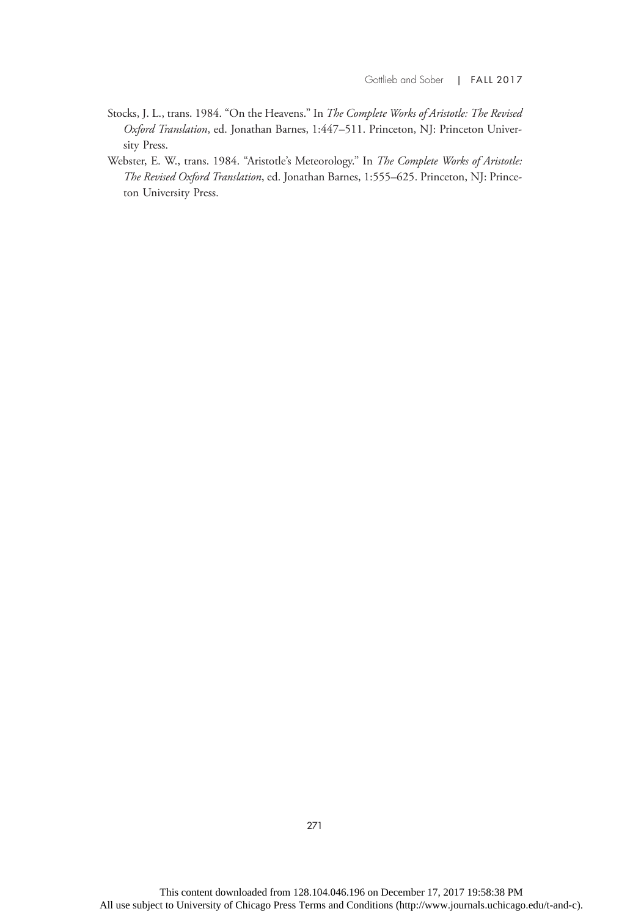Stocks, J. L., trans. 1984. "On the Heavens." In *The Complete Works of Aristotle: The Revised Oxford Translation*, ed. Jonathan Barnes, 1:447–511. Princeton, NJ: Princeton University Press.

Webster, E. W., trans. 1984. "Aristotle's Meteorology." In *The Complete Works of Aristotle: The Revised Oxford Translation*, ed. Jonathan Barnes, 1:555–625. Princeton, NJ: Princeton University Press.